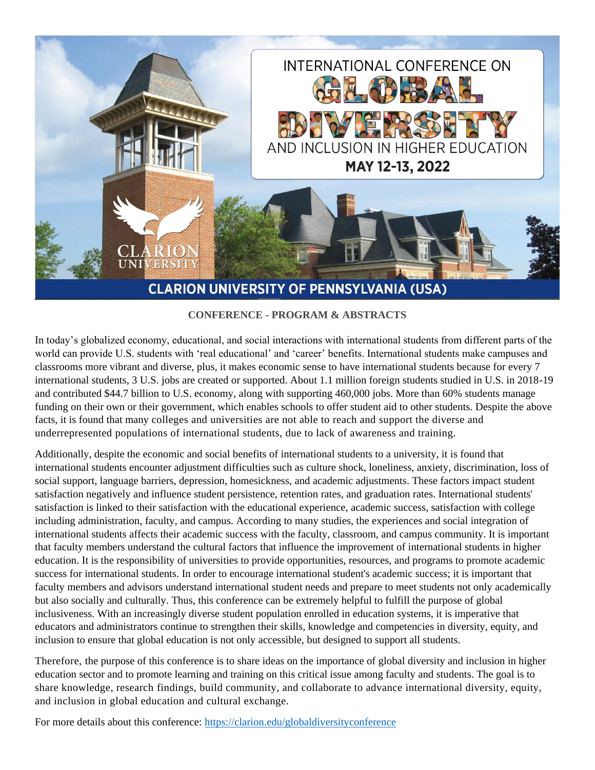# INTERNATIONAL CONFERENCE ON GLOBAL DIVERSITY AND INCLUSION IN HIGHER EDUCATION

**MAY 12-13, 2022**

CLARION UNIVERSITY

## CLARION UNIVERSITY OF PENNSYLVANIA (USA)

**CONFERENCE - PROGRAM & ABSTRACTS**

In today's globalized economy, educational, and social interactions with international students from different parts of the world can provide U.S. students with 'real educational' and 'career' benefits. International students make campuses and classrooms more vibrant and diverse, plus, it makes economic sense to have international students because for every 7 international students, 3 U.S. jobs are created or supported. About 1.1 million foreign students studied in U.S. in 2018-19 and contributed $44.7 billion to U.S. economy, along with supporting 460,000 jobs. More than 60% students manage funding on their own or their government, which enables schools to offer student aid to other students. Despite the above facts, it is found that many colleges and universities are not able to reach and support the diverse and underrepresented populations of international students, due to lack of awareness and training.

Additionally, despite the economic and social benefits of international students to a university, it is found that international students encounter adjustment difficulties such as culture shock, loneliness, anxiety, discrimination, loss of social support, language barriers, depression, homesickness, and academic adjustments. These factors impact student satisfaction negatively and influence student persistence, retention rates, and graduation rates. International students' satisfaction is linked to their satisfaction with the educational experience, academic success, satisfaction with college including administration, faculty, and campus. According to many studies, the experiences and social integration of international students affects their academic success with the faculty, classroom, and campus community. It is important that faculty members understand the cultural factors that influence the improvement of international students in higher education. It is the responsibility of universities to provide opportunities, resources, and programs to promote academic success for international students. In order to encourage international student's academic success; it is important that faculty members and advisors understand international student needs and prepare to meet students not only academically but also socially and culturally. Thus, this conference can be extremely helpful to fulfill the purpose of global inclusiveness. With an increasingly diverse student population enrolled in education systems, it is imperative that educators and administrators continue to strengthen their skills, knowledge and competencies in diversity, equity, and inclusion to ensure that global education is not only accessible, but designed to support all students.

Therefore, the purpose of this conference is to share ideas on the importance of global diversity and inclusion in higher education sector and to promote learning and training on this critical issue among faculty and students. The goal is to share knowledge, research findings, build community, and collaborate to advance international diversity, equity, and inclusion in global education and cultural exchange.

For more details about this conference: https://clarion.edu/globaldiversityconference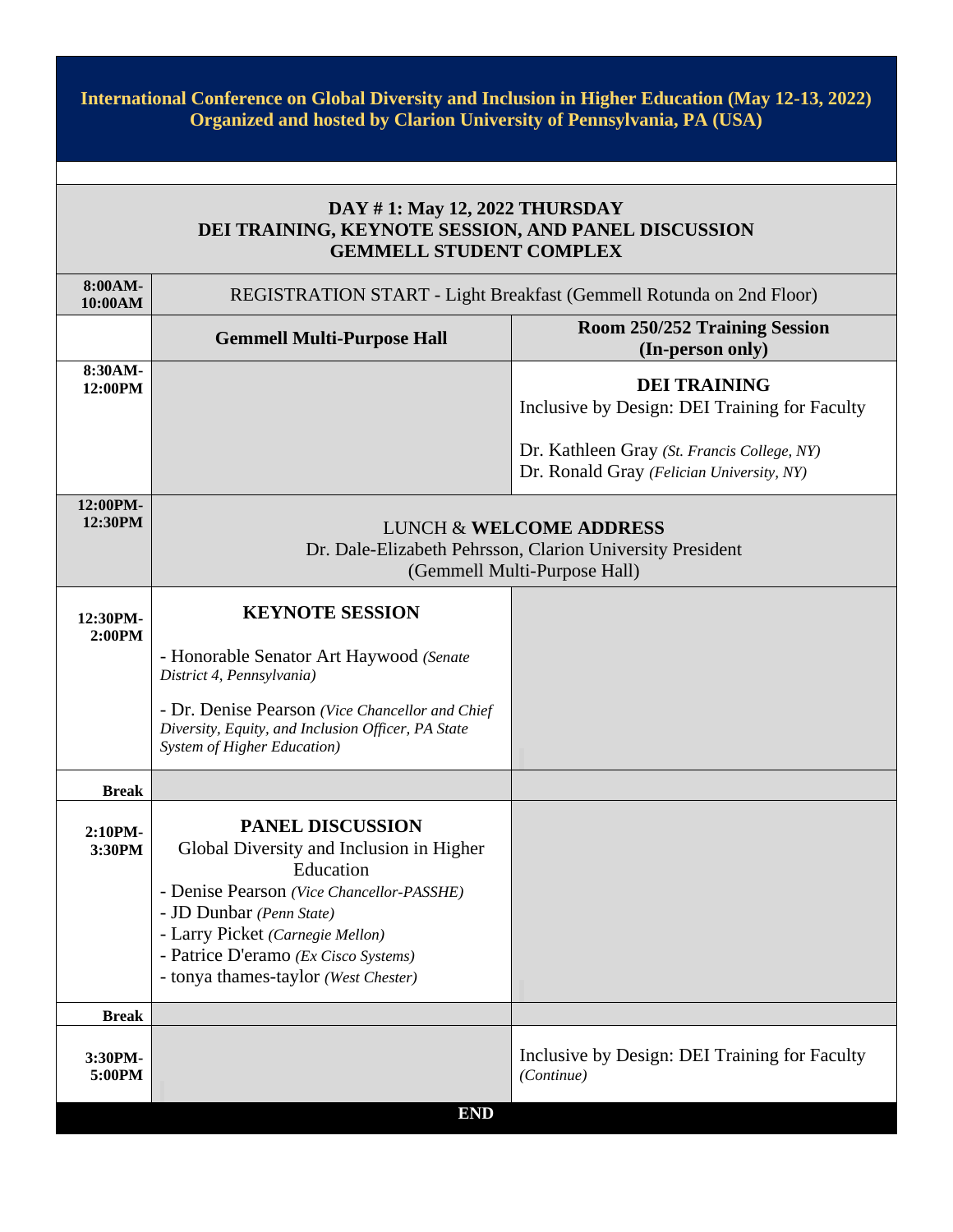**International Conference on Global Diversity and Inclusion in Higher Education (May 12-13, 2022)**
**Organized and hosted by Clarion University of Pennsylvania, PA (USA)**

## DAY # 1: May 12, 2022 THURSDAY
## DEI TRAINING, KEYNOTE SESSION, AND PANEL DISCUSSION
## GEMMELL STUDENT COMPLEX

| Time | Gemmell Multi-Purpose Hall | Room 250/252 Training Session (In-person only) |
|---|---|---|
| **8:00AM-10:00AM** | REGISTRATION START - Light Breakfast (Gemmell Rotunda on 2nd Floor) | |
| **8:30AM-12:00PM** | | **DEI TRAINING**<br>Inclusive by Design: DEI Training for Faculty<br><br>Dr. Kathleen Gray *(St. Francis College, NY)*<br>Dr. Ronald Gray *(Felician University, NY)* |
| **12:00PM-12:30PM** | LUNCH & **WELCOME ADDRESS**<br>Dr. Dale-Elizabeth Pehrsson, Clarion University President<br>(Gemmell Multi-Purpose Hall) | |
| **12:30PM-2:00PM** | **KEYNOTE SESSION**<br><br>- Honorable Senator Art Haywood *(Senate District 4, Pennsylvania)*<br><br>- Dr. Denise Pearson *(Vice Chancellor and Chief Diversity, Equity, and Inclusion Officer, PA State System of Higher Education)* | |
| **Break** | | |
| **2:10PM-3:30PM** | **PANEL DISCUSSION**<br>Global Diversity and Inclusion in Higher Education<br>- Denise Pearson *(Vice Chancellor-PASSHE)*<br>- JD Dunbar *(Penn State)*<br>- Larry Picket *(Carnegie Mellon)*<br>- Patrice D'eramo *(Ex Cisco Systems)*<br>- tonya thames-taylor *(West Chester)* | |
| **Break** | | |
| **3:30PM-5:00PM** | | Inclusive by Design: DEI Training for Faculty *(Continue)* |

**END**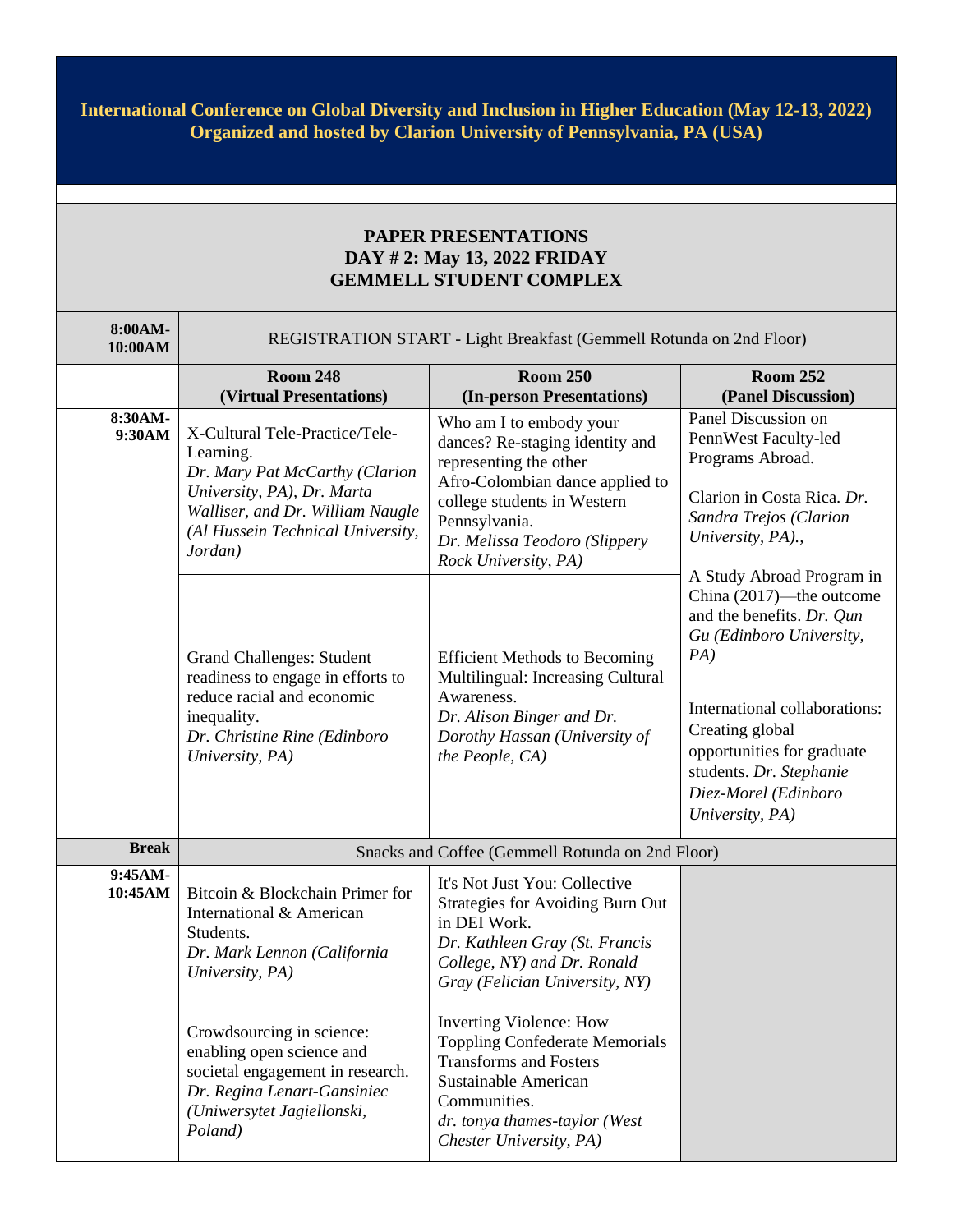**International Conference on Global Diversity and Inclusion in Higher Education (May 12-13, 2022)**
**Organized and hosted by Clarion University of Pennsylvania, PA (USA)**

## PAPER PRESENTATIONS
## DAY # 2: May 13, 2022 FRIDAY
## GEMMELL STUDENT COMPLEX

| | | | |
|---|---|---|---|
| **8:00AM-10:00AM** | REGISTRATION START - Light Breakfast (Gemmell Rotunda on 2nd Floor) | | |
| | **Room 248 (Virtual Presentations)** | **Room 250 (In-person Presentations)** | **Room 252 (Panel Discussion)** |
| **8:30AM-9:30AM** | X-Cultural Tele-Practice/Tele-Learning. *Dr. Mary Pat McCarthy (Clarion University, PA), Dr. Marta Walliser, and Dr. William Naugle (Al Hussein Technical University, Jordan)* | Who am I to embody your dances? Re-staging identity and representing the other Afro-Colombian dance applied to college students in Western Pennsylvania. *Dr. Melissa Teodoro (Slippery Rock University, PA)* | Panel Discussion on PennWest Faculty-led Programs Abroad. Clarion in Costa Rica. *Dr. Sandra Trejos (Clarion University, PA).*, A Study Abroad Program in China (2017)—the outcome and the benefits. *Dr. Qun Gu (Edinboro University, PA)* International collaborations: Creating global opportunities for graduate students. *Dr. Stephanie Diez-Morel (Edinboro University, PA)* |
| | Grand Challenges: Student readiness to engage in efforts to reduce racial and economic inequality. *Dr. Christine Rine (Edinboro University, PA)* | Efficient Methods to Becoming Multilingual: Increasing Cultural Awareness. *Dr. Alison Binger and Dr. Dorothy Hassan (University of the People, CA)* | |
| **Break** | Snacks and Coffee (Gemmell Rotunda on 2nd Floor) | | |
| **9:45AM-10:45AM** | Bitcoin & Blockchain Primer for International & American Students. *Dr. Mark Lennon (California University, PA)* | It's Not Just You: Collective Strategies for Avoiding Burn Out in DEI Work. *Dr. Kathleen Gray (St. Francis College, NY) and Dr. Ronald Gray (Felician University, NY)* | |
| | Crowdsourcing in science: enabling open science and societal engagement in research. *Dr. Regina Lenart-Gansiniec (Uniwersytet Jagiellonski, Poland)* | Inverting Violence: How Toppling Confederate Memorials Transforms and Fosters Sustainable American Communities. *dr. tonya thames-taylor (West Chester University, PA)* | |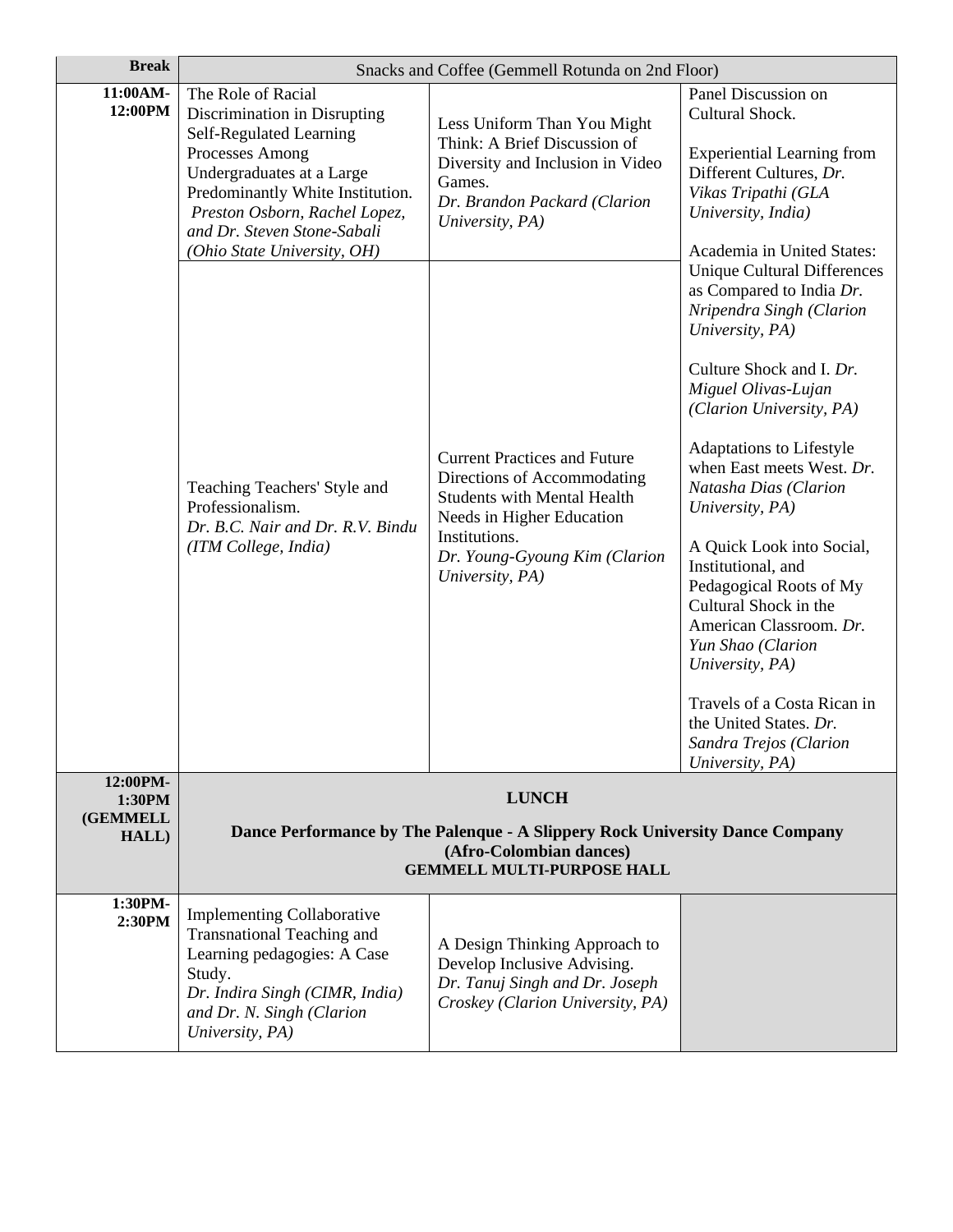| **Break** | Snacks and Coffee (Gemmell Rotunda on 2nd Floor) | | |
|---|---|---|---|
| **11:00AM-12:00PM** | The Role of Racial Discrimination in Disrupting Self-Regulated Learning Processes Among Undergraduates at a Large Predominantly White Institution. *Preston Osborn, Rachel Lopez, and Dr. Steven Stone-Sabali (Ohio State University, OH)* | Less Uniform Than You Might Think: A Brief Discussion of Diversity and Inclusion in Video Games. *Dr. Brandon Packard (Clarion University, PA)* | Panel Discussion on Cultural Shock.<br><br>Experiential Learning from Different Cultures, *Dr. Vikas Tripathi (GLA University, India)*<br><br>Academia in United States: Unique Cultural Differences as Compared to India *Dr. Nripendra Singh (Clarion University, PA)*<br><br>Culture Shock and I. *Dr. Miguel Olivas-Lujan (Clarion University, PA)*<br><br>Adaptations to Lifestyle when East meets West. *Dr. Natasha Dias (Clarion University, PA)*<br><br>A Quick Look into Social, Institutional, and Pedagogical Roots of My Cultural Shock in the American Classroom. *Dr. Yun Shao (Clarion University, PA)*<br><br>Travels of a Costa Rican in the United States. *Dr. Sandra Trejos (Clarion University, PA)* |
| | Teaching Teachers' Style and Professionalism. *Dr. B.C. Nair and Dr. R.V. Bindu (ITM College, India)* | Current Practices and Future Directions of Accommodating Students with Mental Health Needs in Higher Education Institutions. *Dr. Young-Gyoung Kim (Clarion University, PA)* | |
| **12:00PM-1:30PM (GEMMELL HALL)** | **LUNCH**<br><br>**Dance Performance by The Palenque - A Slippery Rock University Dance Company (Afro-Colombian dances)**<br>**GEMMELL MULTI-PURPOSE HALL** | | |
| **1:30PM-2:30PM** | Implementing Collaborative Transnational Teaching and Learning pedagogies: A Case Study. *Dr. Indira Singh (CIMR, India) and Dr. N. Singh (Clarion University, PA)* | A Design Thinking Approach to Develop Inclusive Advising. *Dr. Tanuj Singh and Dr. Joseph Croskey (Clarion University, PA)* | |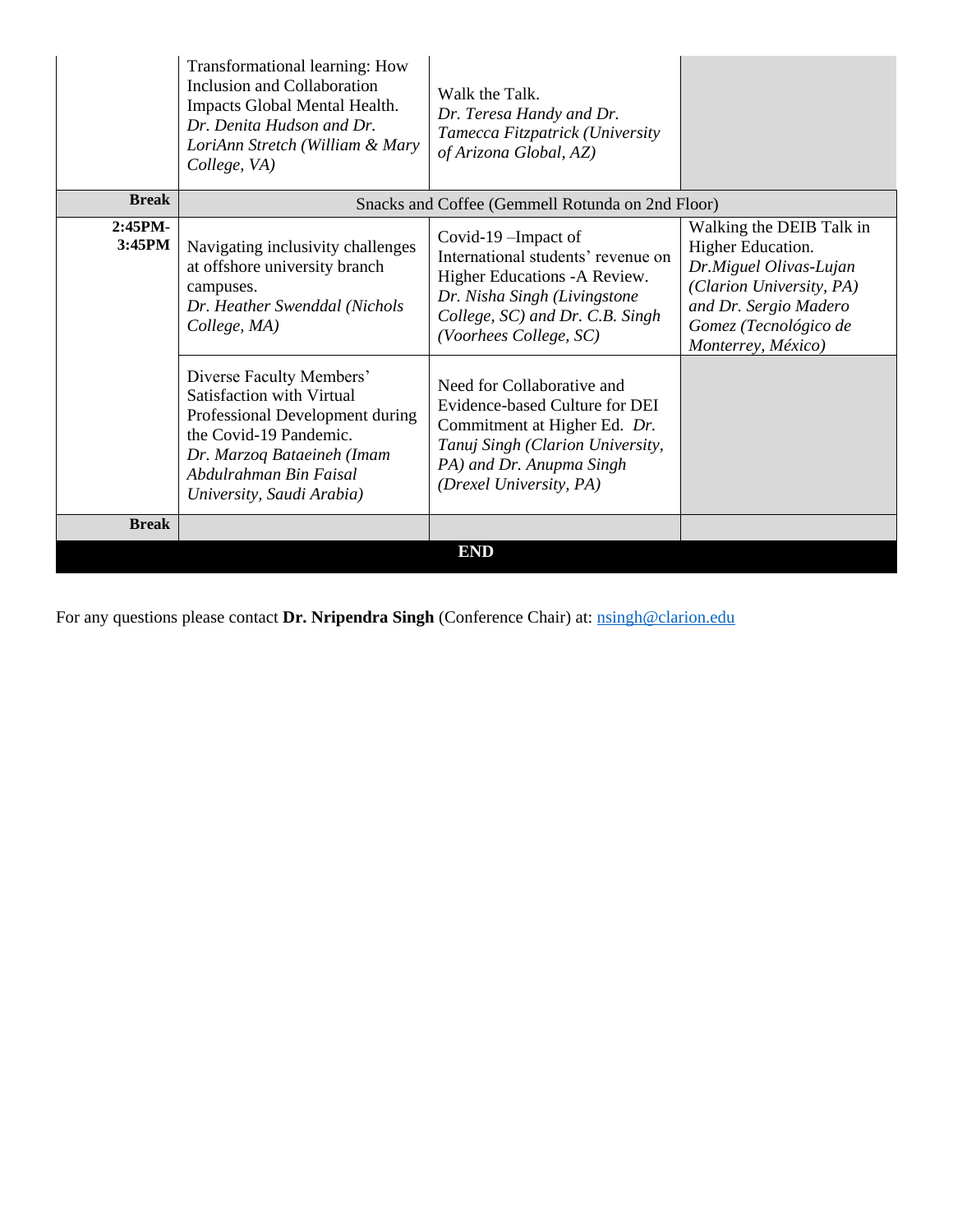| | | | |
|---|---|---|---|
| | Transformational learning: How Inclusion and Collaboration Impacts Global Mental Health. *Dr. Denita Hudson and Dr. LoriAnn Stretch (William & Mary College, VA)* | Walk the Talk. *Dr. Teresa Handy and Dr. Tamecca Fitzpatrick (University of Arizona Global, AZ)* | |
| **Break** | Snacks and Coffee (Gemmell Rotunda on 2nd Floor) | | |
| **2:45PM-3:45PM** | Navigating inclusivity challenges at offshore university branch campuses. *Dr. Heather Swenddal (Nichols College, MA)* | Covid-19 –Impact of International students' revenue on Higher Educations -A Review. *Dr. Nisha Singh (Livingstone College, SC) and Dr. C.B. Singh (Voorhees College, SC)* | Walking the DEIB Talk in Higher Education. *Dr.Miguel Olivas-Lujan (Clarion University, PA) and Dr. Sergio Madero Gomez (Tecnológico de Monterrey, México)* |
| | Diverse Faculty Members' Satisfaction with Virtual Professional Development during the Covid-19 Pandemic. *Dr. Marzoq Bataeineh (Imam Abdulrahman Bin Faisal University, Saudi Arabia)* | Need for Collaborative and Evidence-based Culture for DEI Commitment at Higher Ed. *Dr. Tanuj Singh (Clarion University, PA) and Dr. Anupma Singh (Drexel University, PA)* | |
| **Break** | | | |
| **END** | | | |

For any questions please contact **Dr. Nripendra Singh** (Conference Chair) at: nsingh@clarion.edu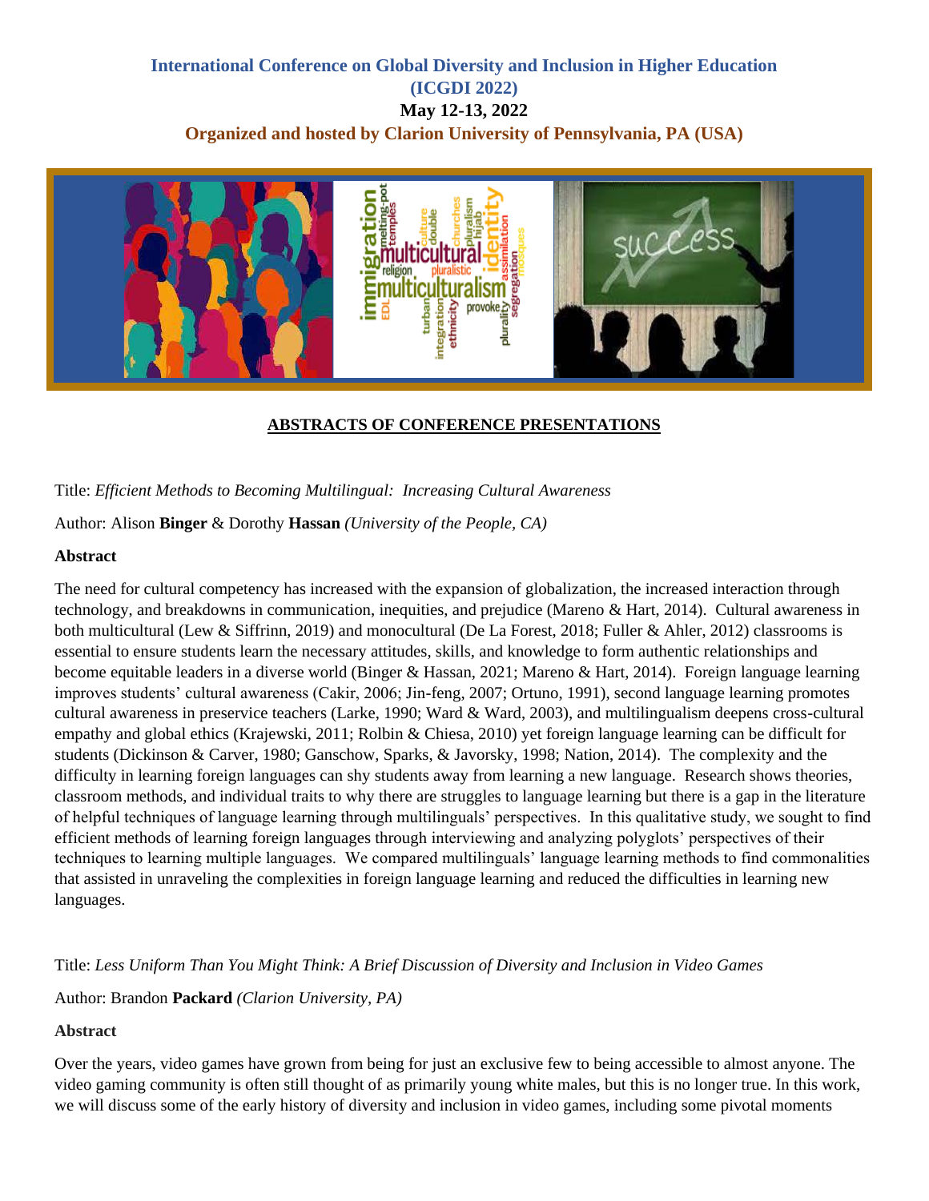**International Conference on Global Diversity and Inclusion in Higher Education (ICGDI 2022)**

**May 12-13, 2022**

**Organized and hosted by Clarion University of Pennsylvania, PA (USA)**

## ABSTRACTS OF CONFERENCE PRESENTATIONS

Title: *Efficient Methods to Becoming Multilingual: Increasing Cultural Awareness*

Author: Alison **Binger** & Dorothy **Hassan** *(University of the People, CA)*

**Abstract**

The need for cultural competency has increased with the expansion of globalization, the increased interaction through technology, and breakdowns in communication, inequities, and prejudice (Mareno & Hart, 2014). Cultural awareness in both multicultural (Lew & Siffrinn, 2019) and monocultural (De La Forest, 2018; Fuller & Ahler, 2012) classrooms is essential to ensure students learn the necessary attitudes, skills, and knowledge to form authentic relationships and become equitable leaders in a diverse world (Binger & Hassan, 2021; Mareno & Hart, 2014). Foreign language learning improves students' cultural awareness (Cakir, 2006; Jin-feng, 2007; Ortuno, 1991), second language learning promotes cultural awareness in preservice teachers (Larke, 1990; Ward & Ward, 2003), and multilingualism deepens cross-cultural empathy and global ethics (Krajewski, 2011; Rolbin & Chiesa, 2010) yet foreign language learning can be difficult for students (Dickinson & Carver, 1980; Ganschow, Sparks, & Javorsky, 1998; Nation, 2014). The complexity and the difficulty in learning foreign languages can shy students away from learning a new language. Research shows theories, classroom methods, and individual traits to why there are struggles to language learning but there is a gap in the literature of helpful techniques of language learning through multilinguals' perspectives. In this qualitative study, we sought to find efficient methods of learning foreign languages through interviewing and analyzing polyglots' perspectives of their techniques to learning multiple languages. We compared multilinguals' language learning methods to find commonalities that assisted in unraveling the complexities in foreign language learning and reduced the difficulties in learning new languages.

Title: *Less Uniform Than You Might Think: A Brief Discussion of Diversity and Inclusion in Video Games*

Author: Brandon **Packard** *(Clarion University, PA)*

**Abstract**

Over the years, video games have grown from being for just an exclusive few to being accessible to almost anyone. The video gaming community is often still thought of as primarily young white males, but this is no longer true. In this work, we will discuss some of the early history of diversity and inclusion in video games, including some pivotal moments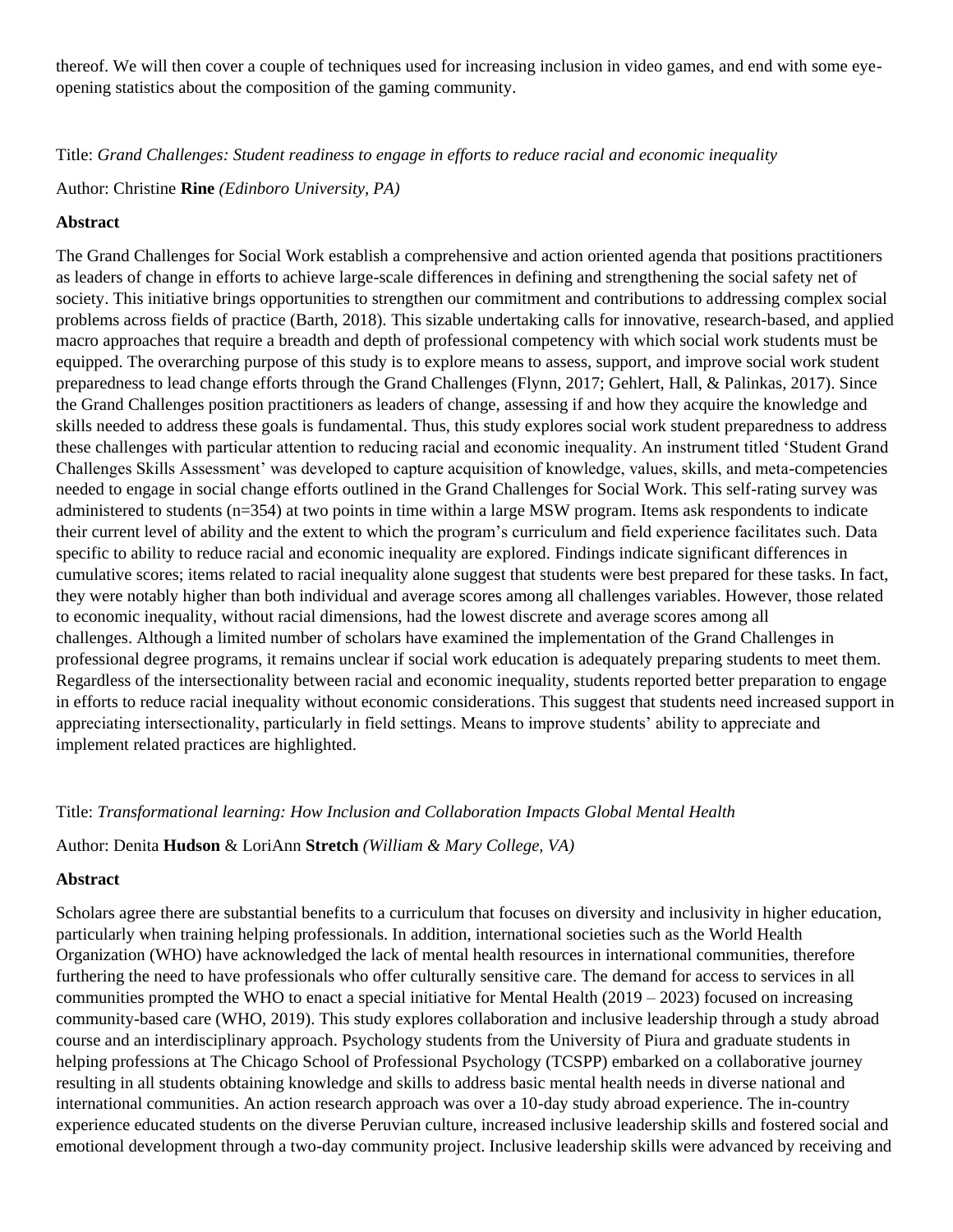thereof. We will then cover a couple of techniques used for increasing inclusion in video games, and end with some eye-opening statistics about the composition of the gaming community.

Title: *Grand Challenges: Student readiness to engage in efforts to reduce racial and economic inequality*

Author: Christine **Rine** *(Edinboro University, PA)*

**Abstract**

The Grand Challenges for Social Work establish a comprehensive and action oriented agenda that positions practitioners as leaders of change in efforts to achieve large-scale differences in defining and strengthening the social safety net of society. This initiative brings opportunities to strengthen our commitment and contributions to addressing complex social problems across fields of practice (Barth, 2018). This sizable undertaking calls for innovative, research-based, and applied macro approaches that require a breadth and depth of professional competency with which social work students must be equipped. The overarching purpose of this study is to explore means to assess, support, and improve social work student preparedness to lead change efforts through the Grand Challenges (Flynn, 2017; Gehlert, Hall, & Palinkas, 2017). Since the Grand Challenges position practitioners as leaders of change, assessing if and how they acquire the knowledge and skills needed to address these goals is fundamental. Thus, this study explores social work student preparedness to address these challenges with particular attention to reducing racial and economic inequality. An instrument titled 'Student Grand Challenges Skills Assessment' was developed to capture acquisition of knowledge, values, skills, and meta-competencies needed to engage in social change efforts outlined in the Grand Challenges for Social Work. This self-rating survey was administered to students (n=354) at two points in time within a large MSW program. Items ask respondents to indicate their current level of ability and the extent to which the program's curriculum and field experience facilitates such. Data specific to ability to reduce racial and economic inequality are explored. Findings indicate significant differences in cumulative scores; items related to racial inequality alone suggest that students were best prepared for these tasks. In fact, they were notably higher than both individual and average scores among all challenges variables. However, those related to economic inequality, without racial dimensions, had the lowest discrete and average scores among all challenges. Although a limited number of scholars have examined the implementation of the Grand Challenges in professional degree programs, it remains unclear if social work education is adequately preparing students to meet them. Regardless of the intersectionality between racial and economic inequality, students reported better preparation to engage in efforts to reduce racial inequality without economic considerations. This suggest that students need increased support in appreciating intersectionality, particularly in field settings. Means to improve students' ability to appreciate and implement related practices are highlighted.

Title: *Transformational learning: How Inclusion and Collaboration Impacts Global Mental Health*

Author: Denita **Hudson** & LoriAnn **Stretch** *(William & Mary College, VA)*

**Abstract**

Scholars agree there are substantial benefits to a curriculum that focuses on diversity and inclusivity in higher education, particularly when training helping professionals. In addition, international societies such as the World Health Organization (WHO) have acknowledged the lack of mental health resources in international communities, therefore furthering the need to have professionals who offer culturally sensitive care. The demand for access to services in all communities prompted the WHO to enact a special initiative for Mental Health (2019 – 2023) focused on increasing community-based care (WHO, 2019). This study explores collaboration and inclusive leadership through a study abroad course and an interdisciplinary approach. Psychology students from the University of Piura and graduate students in helping professions at The Chicago School of Professional Psychology (TCSPP) embarked on a collaborative journey resulting in all students obtaining knowledge and skills to address basic mental health needs in diverse national and international communities. An action research approach was over a 10-day study abroad experience. The in-country experience educated students on the diverse Peruvian culture, increased inclusive leadership skills and fostered social and emotional development through a two-day community project. Inclusive leadership skills were advanced by receiving and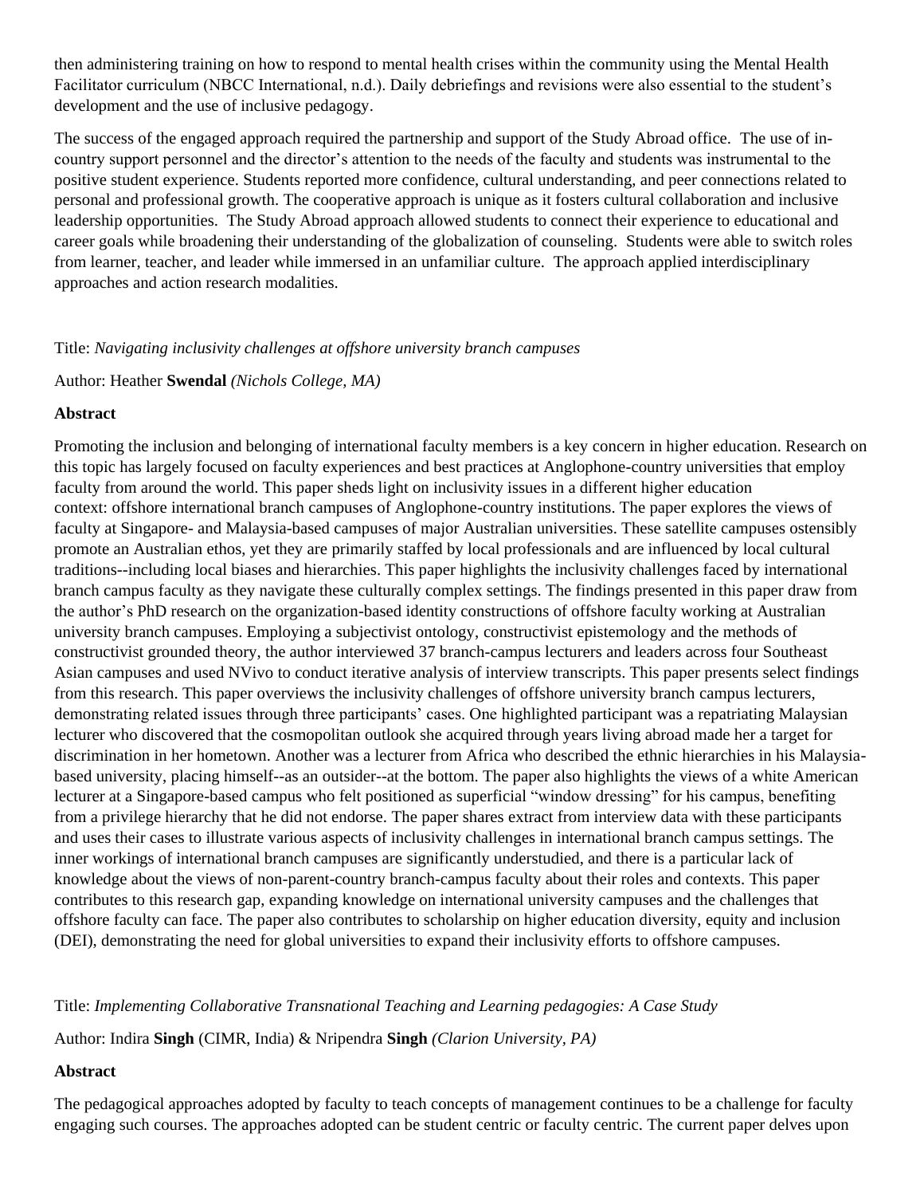then administering training on how to respond to mental health crises within the community using the Mental Health Facilitator curriculum (NBCC International, n.d.). Daily debriefings and revisions were also essential to the student's development and the use of inclusive pedagogy.

The success of the engaged approach required the partnership and support of the Study Abroad office. The use of in-country support personnel and the director's attention to the needs of the faculty and students was instrumental to the positive student experience. Students reported more confidence, cultural understanding, and peer connections related to personal and professional growth. The cooperative approach is unique as it fosters cultural collaboration and inclusive leadership opportunities. The Study Abroad approach allowed students to connect their experience to educational and career goals while broadening their understanding of the globalization of counseling. Students were able to switch roles from learner, teacher, and leader while immersed in an unfamiliar culture. The approach applied interdisciplinary approaches and action research modalities.

Title: *Navigating inclusivity challenges at offshore university branch campuses*

Author: Heather **Swendal** *(Nichols College, MA)*

**Abstract**

Promoting the inclusion and belonging of international faculty members is a key concern in higher education. Research on this topic has largely focused on faculty experiences and best practices at Anglophone-country universities that employ faculty from around the world. This paper sheds light on inclusivity issues in a different higher education context: offshore international branch campuses of Anglophone-country institutions. The paper explores the views of faculty at Singapore- and Malaysia-based campuses of major Australian universities. These satellite campuses ostensibly promote an Australian ethos, yet they are primarily staffed by local professionals and are influenced by local cultural traditions--including local biases and hierarchies. This paper highlights the inclusivity challenges faced by international branch campus faculty as they navigate these culturally complex settings. The findings presented in this paper draw from the author's PhD research on the organization-based identity constructions of offshore faculty working at Australian university branch campuses. Employing a subjectivist ontology, constructivist epistemology and the methods of constructivist grounded theory, the author interviewed 37 branch-campus lecturers and leaders across four Southeast Asian campuses and used NVivo to conduct iterative analysis of interview transcripts. This paper presents select findings from this research. This paper overviews the inclusivity challenges of offshore university branch campus lecturers, demonstrating related issues through three participants' cases. One highlighted participant was a repatriating Malaysian lecturer who discovered that the cosmopolitan outlook she acquired through years living abroad made her a target for discrimination in her hometown. Another was a lecturer from Africa who described the ethnic hierarchies in his Malaysia-based university, placing himself--as an outsider--at the bottom. The paper also highlights the views of a white American lecturer at a Singapore-based campus who felt positioned as superficial "window dressing" for his campus, benefiting from a privilege hierarchy that he did not endorse. The paper shares extract from interview data with these participants and uses their cases to illustrate various aspects of inclusivity challenges in international branch campus settings. The inner workings of international branch campuses are significantly understudied, and there is a particular lack of knowledge about the views of non-parent-country branch-campus faculty about their roles and contexts. This paper contributes to this research gap, expanding knowledge on international university campuses and the challenges that offshore faculty can face. The paper also contributes to scholarship on higher education diversity, equity and inclusion (DEI), demonstrating the need for global universities to expand their inclusivity efforts to offshore campuses.

Title: *Implementing Collaborative Transnational Teaching and Learning pedagogies: A Case Study*

Author: Indira **Singh** (CIMR, India) & Nripendra **Singh** *(Clarion University, PA)*

**Abstract**

The pedagogical approaches adopted by faculty to teach concepts of management continues to be a challenge for faculty engaging such courses. The approaches adopted can be student centric or faculty centric. The current paper delves upon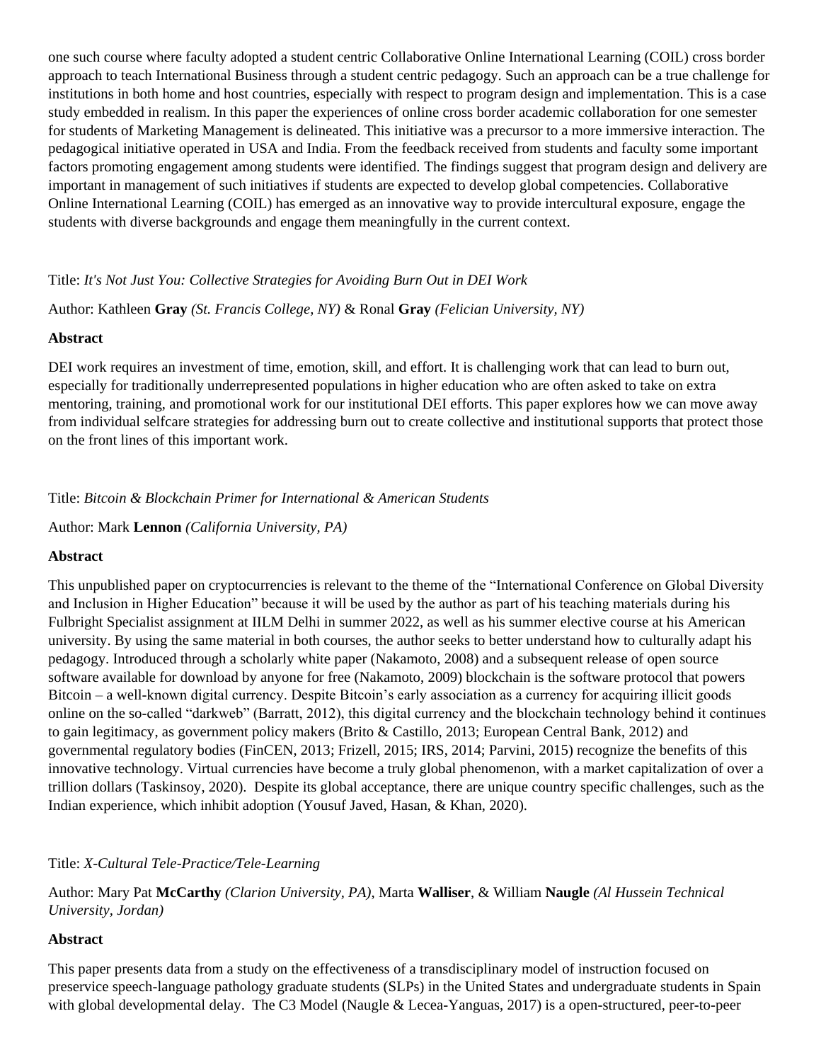one such course where faculty adopted a student centric Collaborative Online International Learning (COIL) cross border approach to teach International Business through a student centric pedagogy. Such an approach can be a true challenge for institutions in both home and host countries, especially with respect to program design and implementation. This is a case study embedded in realism. In this paper the experiences of online cross border academic collaboration for one semester for students of Marketing Management is delineated. This initiative was a precursor to a more immersive interaction. The pedagogical initiative operated in USA and India. From the feedback received from students and faculty some important factors promoting engagement among students were identified. The findings suggest that program design and delivery are important in management of such initiatives if students are expected to develop global competencies. Collaborative Online International Learning (COIL) has emerged as an innovative way to provide intercultural exposure, engage the students with diverse backgrounds and engage them meaningfully in the current context.

Title: *It's Not Just You: Collective Strategies for Avoiding Burn Out in DEI Work*

Author: Kathleen **Gray** *(St. Francis College, NY)* & Ronal **Gray** *(Felician University, NY)*

**Abstract**

DEI work requires an investment of time, emotion, skill, and effort. It is challenging work that can lead to burn out, especially for traditionally underrepresented populations in higher education who are often asked to take on extra mentoring, training, and promotional work for our institutional DEI efforts. This paper explores how we can move away from individual selfcare strategies for addressing burn out to create collective and institutional supports that protect those on the front lines of this important work.

Title: *Bitcoin & Blockchain Primer for International & American Students*

Author: Mark **Lennon** *(California University, PA)*

**Abstract**

This unpublished paper on cryptocurrencies is relevant to the theme of the "International Conference on Global Diversity and Inclusion in Higher Education" because it will be used by the author as part of his teaching materials during his Fulbright Specialist assignment at IILM Delhi in summer 2022, as well as his summer elective course at his American university. By using the same material in both courses, the author seeks to better understand how to culturally adapt his pedagogy. Introduced through a scholarly white paper (Nakamoto, 2008) and a subsequent release of open source software available for download by anyone for free (Nakamoto, 2009) blockchain is the software protocol that powers Bitcoin – a well-known digital currency. Despite Bitcoin's early association as a currency for acquiring illicit goods online on the so-called "darkweb" (Barratt, 2012), this digital currency and the blockchain technology behind it continues to gain legitimacy, as government policy makers (Brito & Castillo, 2013; European Central Bank, 2012) and governmental regulatory bodies (FinCEN, 2013; Frizell, 2015; IRS, 2014; Parvini, 2015) recognize the benefits of this innovative technology. Virtual currencies have become a truly global phenomenon, with a market capitalization of over a trillion dollars (Taskinsoy, 2020). Despite its global acceptance, there are unique country specific challenges, such as the Indian experience, which inhibit adoption (Yousuf Javed, Hasan, & Khan, 2020).

Title: *X-Cultural Tele-Practice/Tele-Learning*

Author: Mary Pat **McCarthy** *(Clarion University, PA)*, Marta **Walliser**, & William **Naugle** *(Al Hussein Technical University, Jordan)*

**Abstract**

This paper presents data from a study on the effectiveness of a transdisciplinary model of instruction focused on preservice speech-language pathology graduate students (SLPs) in the United States and undergraduate students in Spain with global developmental delay. The C3 Model (Naugle & Lecea-Yanguas, 2017) is a open-structured, peer-to-peer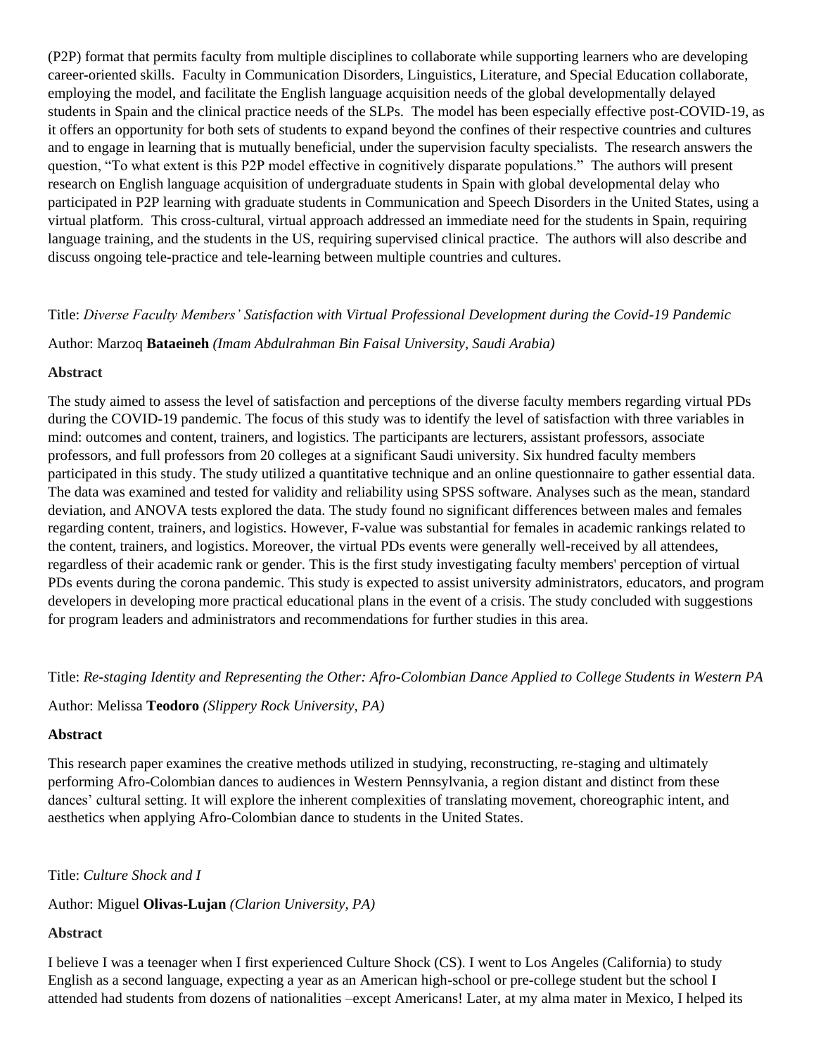(P2P) format that permits faculty from multiple disciplines to collaborate while supporting learners who are developing career-oriented skills.  Faculty in Communication Disorders, Linguistics, Literature, and Special Education collaborate, employing the model, and facilitate the English language acquisition needs of the global developmentally delayed students in Spain and the clinical practice needs of the SLPs.  The model has been especially effective post-COVID-19, as it offers an opportunity for both sets of students to expand beyond the confines of their respective countries and cultures and to engage in learning that is mutually beneficial, under the supervision faculty specialists.  The research answers the question, "To what extent is this P2P model effective in cognitively disparate populations."  The authors will present research on English language acquisition of undergraduate students in Spain with global developmental delay who participated in P2P learning with graduate students in Communication and Speech Disorders in the United States, using a virtual platform.  This cross-cultural, virtual approach addressed an immediate need for the students in Spain, requiring language training, and the students in the US, requiring supervised clinical practice.  The authors will also describe and discuss ongoing tele-practice and tele-learning between multiple countries and cultures.

Title: *Diverse Faculty Members' Satisfaction with Virtual Professional Development during the Covid-19 Pandemic*

Author: Marzoq **Bataeineh** *(Imam Abdulrahman Bin Faisal University, Saudi Arabia)*

**Abstract**

The study aimed to assess the level of satisfaction and perceptions of the diverse faculty members regarding virtual PDs during the COVID-19 pandemic. The focus of this study was to identify the level of satisfaction with three variables in mind: outcomes and content, trainers, and logistics. The participants are lecturers, assistant professors, associate professors, and full professors from 20 colleges at a significant Saudi university. Six hundred faculty members participated in this study. The study utilized a quantitative technique and an online questionnaire to gather essential data. The data was examined and tested for validity and reliability using SPSS software. Analyses such as the mean, standard deviation, and ANOVA tests explored the data. The study found no significant differences between males and females regarding content, trainers, and logistics. However, F-value was substantial for females in academic rankings related to the content, trainers, and logistics. Moreover, the virtual PDs events were generally well-received by all attendees, regardless of their academic rank or gender. This is the first study investigating faculty members' perception of virtual PDs events during the corona pandemic. This study is expected to assist university administrators, educators, and program developers in developing more practical educational plans in the event of a crisis. The study concluded with suggestions for program leaders and administrators and recommendations for further studies in this area.

Title: *Re-staging Identity and Representing the Other: Afro-Colombian Dance Applied to College Students in Western PA*

Author: Melissa **Teodoro** *(Slippery Rock University, PA)*

**Abstract**

This research paper examines the creative methods utilized in studying, reconstructing, re-staging and ultimately performing Afro-Colombian dances to audiences in Western Pennsylvania, a region distant and distinct from these dances' cultural setting. It will explore the inherent complexities of translating movement, choreographic intent, and aesthetics when applying Afro-Colombian dance to students in the United States.

Title: *Culture Shock and I*

Author: Miguel **Olivas-Lujan** *(Clarion University, PA)*

**Abstract**

I believe I was a teenager when I first experienced Culture Shock (CS). I went to Los Angeles (California) to study English as a second language, expecting a year as an American high-school or pre-college student but the school I attended had students from dozens of nationalities –except Americans! Later, at my alma mater in Mexico, I helped its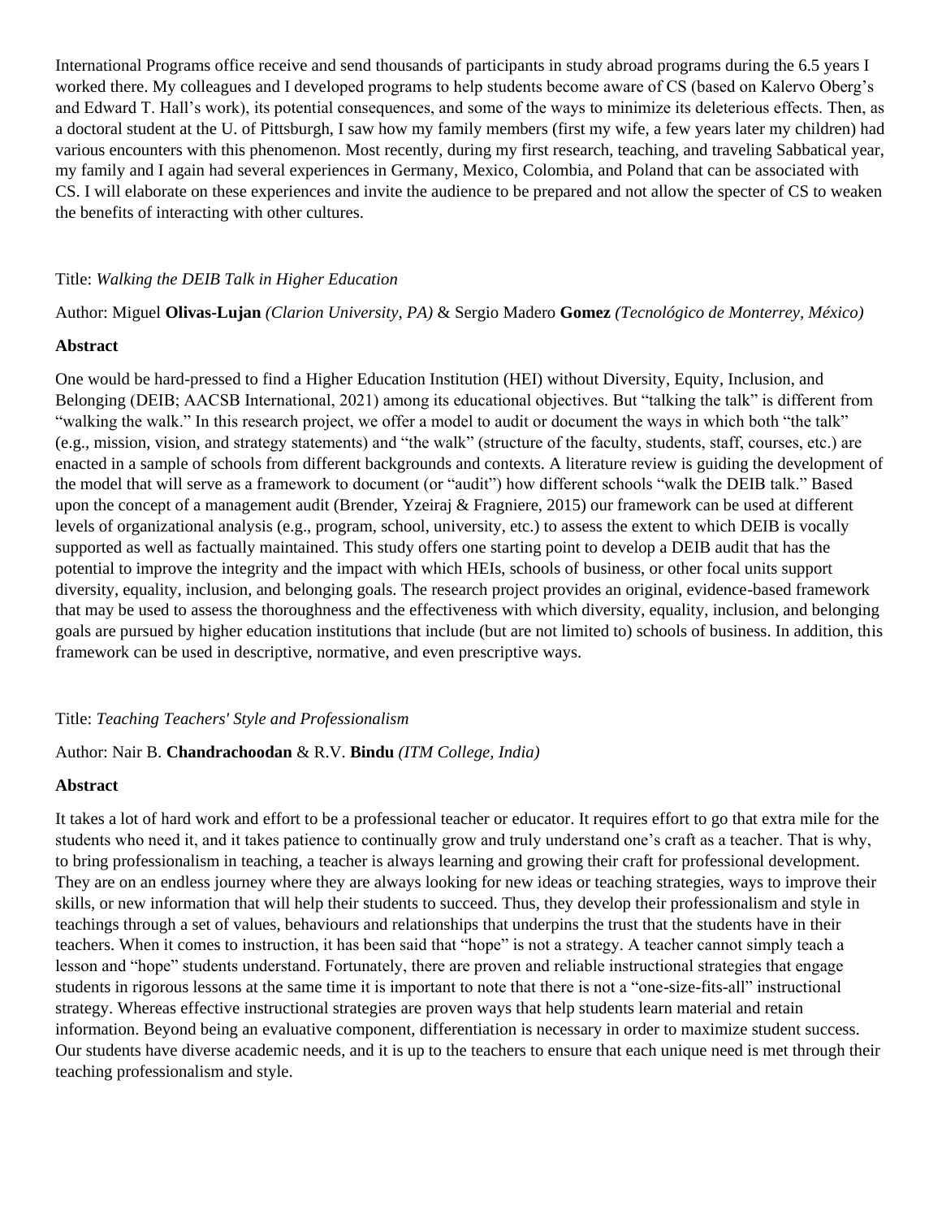International Programs office receive and send thousands of participants in study abroad programs during the 6.5 years I worked there. My colleagues and I developed programs to help students become aware of CS (based on Kalervo Oberg's and Edward T. Hall's work), its potential consequences, and some of the ways to minimize its deleterious effects. Then, as a doctoral student at the U. of Pittsburgh, I saw how my family members (first my wife, a few years later my children) had various encounters with this phenomenon. Most recently, during my first research, teaching, and traveling Sabbatical year, my family and I again had several experiences in Germany, Mexico, Colombia, and Poland that can be associated with CS. I will elaborate on these experiences and invite the audience to be prepared and not allow the specter of CS to weaken the benefits of interacting with other cultures.

Title: *Walking the DEIB Talk in Higher Education*

Author: Miguel **Olivas-Lujan** *(Clarion University, PA)* & Sergio Madero **Gomez** *(Tecnológico de Monterrey, México)*

**Abstract**

One would be hard-pressed to find a Higher Education Institution (HEI) without Diversity, Equity, Inclusion, and Belonging (DEIB; AACSB International, 2021) among its educational objectives. But "talking the talk" is different from "walking the walk." In this research project, we offer a model to audit or document the ways in which both "the talk" (e.g., mission, vision, and strategy statements) and "the walk" (structure of the faculty, students, staff, courses, etc.) are enacted in a sample of schools from different backgrounds and contexts. A literature review is guiding the development of the model that will serve as a framework to document (or "audit") how different schools "walk the DEIB talk." Based upon the concept of a management audit (Brender, Yzeiraj & Fragniere, 2015) our framework can be used at different levels of organizational analysis (e.g., program, school, university, etc.) to assess the extent to which DEIB is vocally supported as well as factually maintained. This study offers one starting point to develop a DEIB audit that has the potential to improve the integrity and the impact with which HEIs, schools of business, or other focal units support diversity, equality, inclusion, and belonging goals. The research project provides an original, evidence-based framework that may be used to assess the thoroughness and the effectiveness with which diversity, equality, inclusion, and belonging goals are pursued by higher education institutions that include (but are not limited to) schools of business. In addition, this framework can be used in descriptive, normative, and even prescriptive ways.

Title: *Teaching Teachers' Style and Professionalism*

Author: Nair B. **Chandrachoodan** & R.V. **Bindu** *(ITM College, India)*

**Abstract**

It takes a lot of hard work and effort to be a professional teacher or educator. It requires effort to go that extra mile for the students who need it, and it takes patience to continually grow and truly understand one's craft as a teacher. That is why, to bring professionalism in teaching, a teacher is always learning and growing their craft for professional development. They are on an endless journey where they are always looking for new ideas or teaching strategies, ways to improve their skills, or new information that will help their students to succeed. Thus, they develop their professionalism and style in teachings through a set of values, behaviours and relationships that underpins the trust that the students have in their teachers. When it comes to instruction, it has been said that "hope" is not a strategy. A teacher cannot simply teach a lesson and "hope" students understand. Fortunately, there are proven and reliable instructional strategies that engage students in rigorous lessons at the same time it is important to note that there is not a "one-size-fits-all" instructional strategy. Whereas effective instructional strategies are proven ways that help students learn material and retain information. Beyond being an evaluative component, differentiation is necessary in order to maximize student success. Our students have diverse academic needs, and it is up to the teachers to ensure that each unique need is met through their teaching professionalism and style.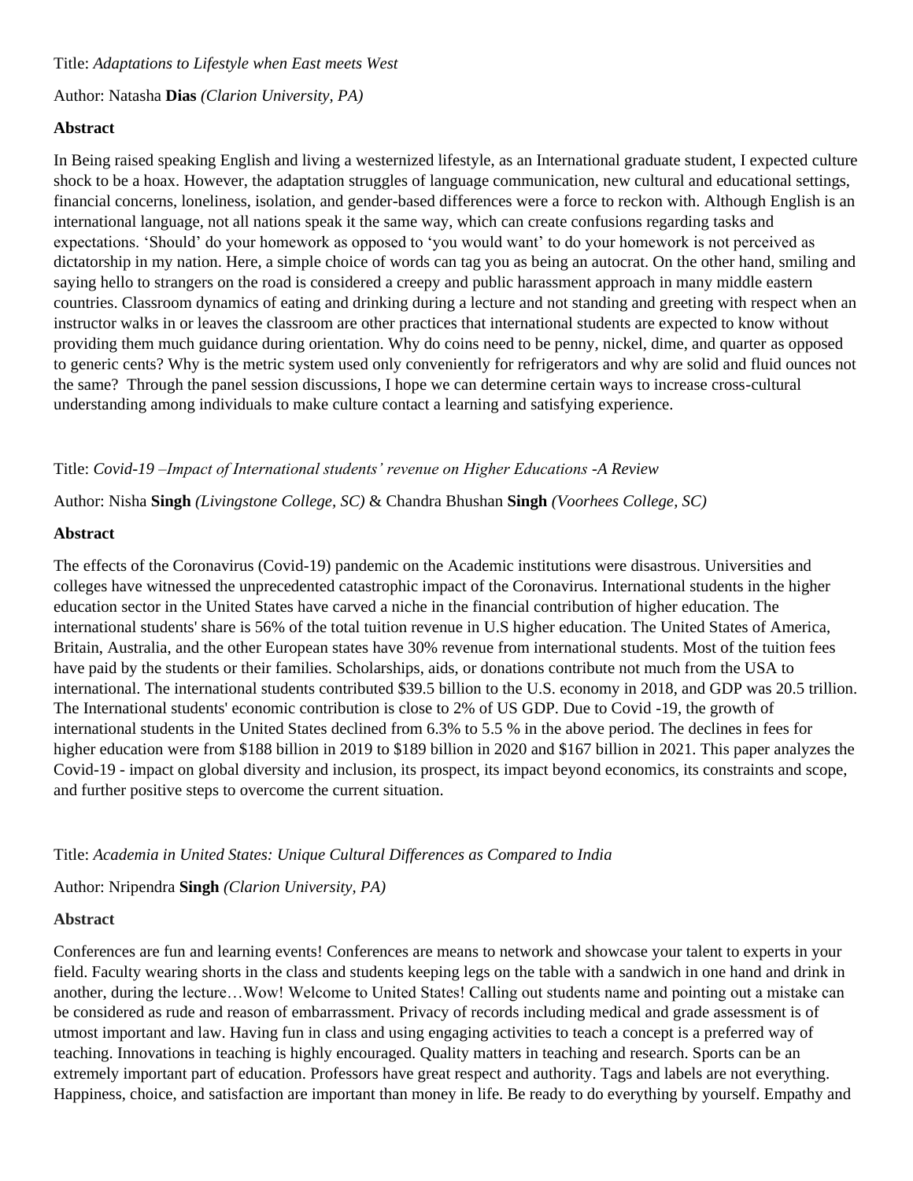Title: *Adaptations to Lifestyle when East meets West*

Author: Natasha **Dias** *(Clarion University, PA)*

**Abstract**

In Being raised speaking English and living a westernized lifestyle, as an International graduate student, I expected culture shock to be a hoax. However, the adaptation struggles of language communication, new cultural and educational settings, financial concerns, loneliness, isolation, and gender-based differences were a force to reckon with. Although English is an international language, not all nations speak it the same way, which can create confusions regarding tasks and expectations. 'Should' do your homework as opposed to 'you would want' to do your homework is not perceived as dictatorship in my nation. Here, a simple choice of words can tag you as being an autocrat. On the other hand, smiling and saying hello to strangers on the road is considered a creepy and public harassment approach in many middle eastern countries. Classroom dynamics of eating and drinking during a lecture and not standing and greeting with respect when an instructor walks in or leaves the classroom are other practices that international students are expected to know without providing them much guidance during orientation. Why do coins need to be penny, nickel, dime, and quarter as opposed to generic cents? Why is the metric system used only conveniently for refrigerators and why are solid and fluid ounces not the same? Through the panel session discussions, I hope we can determine certain ways to increase cross-cultural understanding among individuals to make culture contact a learning and satisfying experience.

Title: *Covid-19 –Impact of International students' revenue on Higher Educations -A Review*

Author: Nisha **Singh** *(Livingstone College, SC)* & Chandra Bhushan **Singh** *(Voorhees College, SC)*

**Abstract**

The effects of the Coronavirus (Covid-19) pandemic on the Academic institutions were disastrous. Universities and colleges have witnessed the unprecedented catastrophic impact of the Coronavirus. International students in the higher education sector in the United States have carved a niche in the financial contribution of higher education. The international students' share is 56% of the total tuition revenue in U.S higher education. The United States of America, Britain, Australia, and the other European states have 30% revenue from international students. Most of the tuition fees have paid by the students or their families. Scholarships, aids, or donations contribute not much from the USA to international. The international students contributed $39.5 billion to the U.S. economy in 2018, and GDP was 20.5 trillion. The International students' economic contribution is close to 2% of US GDP. Due to Covid -19, the growth of international students in the United States declined from 6.3% to 5.5 % in the above period. The declines in fees for higher education were from $188 billion in 2019 to $189 billion in 2020 and $167 billion in 2021. This paper analyzes the Covid-19 - impact on global diversity and inclusion, its prospect, its impact beyond economics, its constraints and scope, and further positive steps to overcome the current situation.

Title: *Academia in United States: Unique Cultural Differences as Compared to India*

Author: Nripendra **Singh** *(Clarion University, PA)*

**Abstract**

Conferences are fun and learning events! Conferences are means to network and showcase your talent to experts in your field. Faculty wearing shorts in the class and students keeping legs on the table with a sandwich in one hand and drink in another, during the lecture…Wow! Welcome to United States! Calling out students name and pointing out a mistake can be considered as rude and reason of embarrassment. Privacy of records including medical and grade assessment is of utmost important and law. Having fun in class and using engaging activities to teach a concept is a preferred way of teaching. Innovations in teaching is highly encouraged. Quality matters in teaching and research. Sports can be an extremely important part of education. Professors have great respect and authority. Tags and labels are not everything. Happiness, choice, and satisfaction are important than money in life. Be ready to do everything by yourself. Empathy and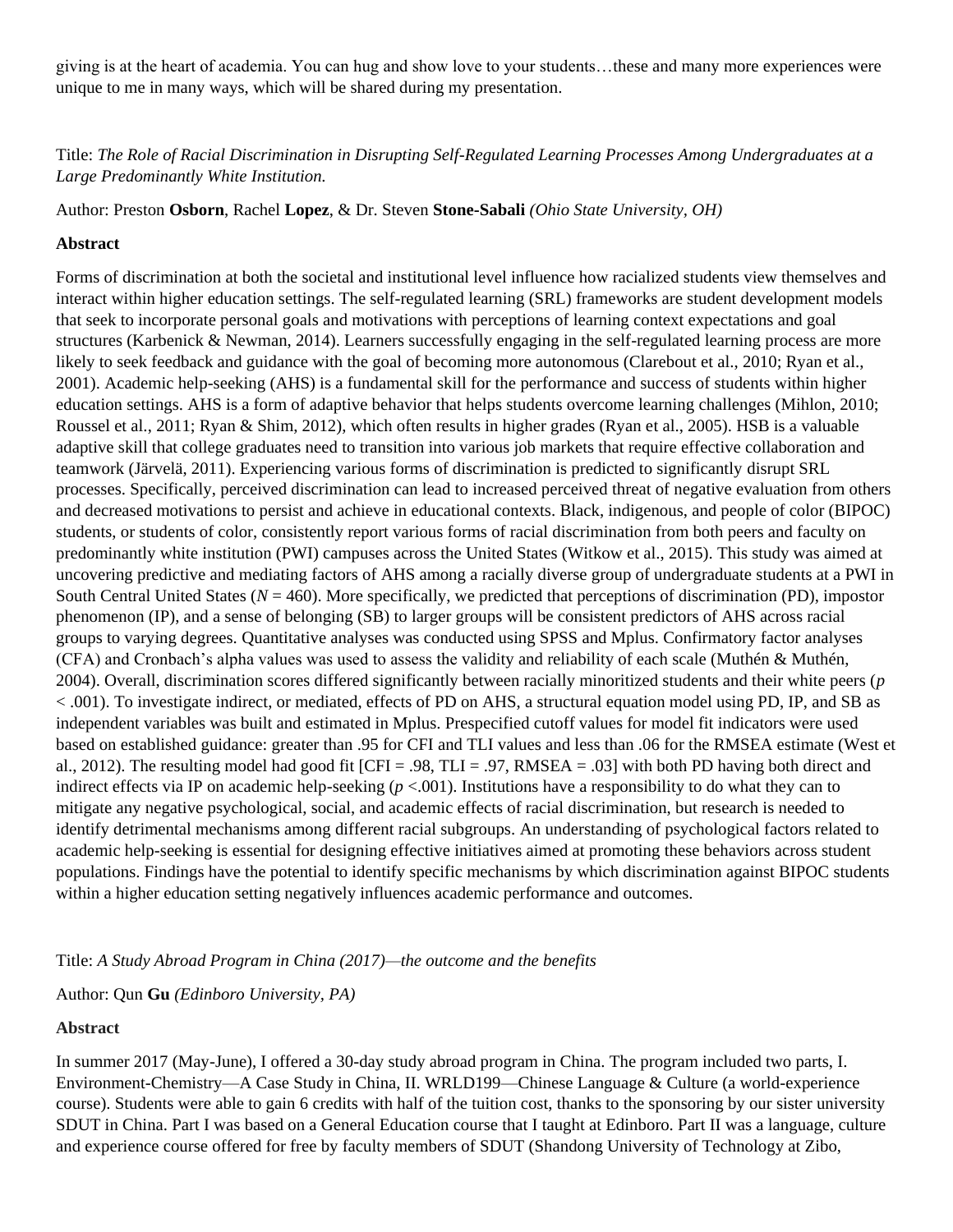giving is at the heart of academia. You can hug and show love to your students…these and many more experiences were unique to me in many ways, which will be shared during my presentation.

Title: *The Role of Racial Discrimination in Disrupting Self-Regulated Learning Processes Among Undergraduates at a Large Predominantly White Institution.*

Author: Preston **Osborn**, Rachel **Lopez**, & Dr. Steven **Stone-Sabali** *(Ohio State University, OH)*

**Abstract**

Forms of discrimination at both the societal and institutional level influence how racialized students view themselves and interact within higher education settings. The self-regulated learning (SRL) frameworks are student development models that seek to incorporate personal goals and motivations with perceptions of learning context expectations and goal structures (Karbenick & Newman, 2014). Learners successfully engaging in the self-regulated learning process are more likely to seek feedback and guidance with the goal of becoming more autonomous (Clarebout et al., 2010; Ryan et al., 2001). Academic help-seeking (AHS) is a fundamental skill for the performance and success of students within higher education settings. AHS is a form of adaptive behavior that helps students overcome learning challenges (Mihlon, 2010; Roussel et al., 2011; Ryan & Shim, 2012), which often results in higher grades (Ryan et al., 2005). HSB is a valuable adaptive skill that college graduates need to transition into various job markets that require effective collaboration and teamwork (Järvelä, 2011). Experiencing various forms of discrimination is predicted to significantly disrupt SRL processes. Specifically, perceived discrimination can lead to increased perceived threat of negative evaluation from others and decreased motivations to persist and achieve in educational contexts. Black, indigenous, and people of color (BIPOC) students, or students of color, consistently report various forms of racial discrimination from both peers and faculty on predominantly white institution (PWI) campuses across the United States (Witkow et al., 2015). This study was aimed at uncovering predictive and mediating factors of AHS among a racially diverse group of undergraduate students at a PWI in South Central United States ($N$ = 460). More specifically, we predicted that perceptions of discrimination (PD), impostor phenomenon (IP), and a sense of belonging (SB) to larger groups will be consistent predictors of AHS across racial groups to varying degrees. Quantitative analyses was conducted using SPSS and Mplus. Confirmatory factor analyses (CFA) and Cronbach's alpha values was used to assess the validity and reliability of each scale (Muthén & Muthén, 2004). Overall, discrimination scores differed significantly between racially minoritized students and their white peers ($p < .001$). To investigate indirect, or mediated, effects of PD on AHS, a structural equation model using PD, IP, and SB as independent variables was built and estimated in Mplus. Prespecified cutoff values for model fit indicators were used based on established guidance: greater than .95 for CFI and TLI values and less than .06 for the RMSEA estimate (West et al., 2012). The resulting model had good fit [CFI = .98, TLI = .97, RMSEA = .03] with both PD having both direct and indirect effects via IP on academic help-seeking ($p < .001$). Institutions have a responsibility to do what they can to mitigate any negative psychological, social, and academic effects of racial discrimination, but research is needed to identify detrimental mechanisms among different racial subgroups. An understanding of psychological factors related to academic help-seeking is essential for designing effective initiatives aimed at promoting these behaviors across student populations. Findings have the potential to identify specific mechanisms by which discrimination against BIPOC students within a higher education setting negatively influences academic performance and outcomes.

Title: *A Study Abroad Program in China (2017)—the outcome and the benefits*

Author: Qun **Gu** *(Edinboro University, PA)*

**Abstract**

In summer 2017 (May-June), I offered a 30-day study abroad program in China. The program included two parts, I. Environment-Chemistry—A Case Study in China, II. WRLD199—Chinese Language & Culture (a world-experience course). Students were able to gain 6 credits with half of the tuition cost, thanks to the sponsoring by our sister university SDUT in China. Part I was based on a General Education course that I taught at Edinboro. Part II was a language, culture and experience course offered for free by faculty members of SDUT (Shandong University of Technology at Zibo,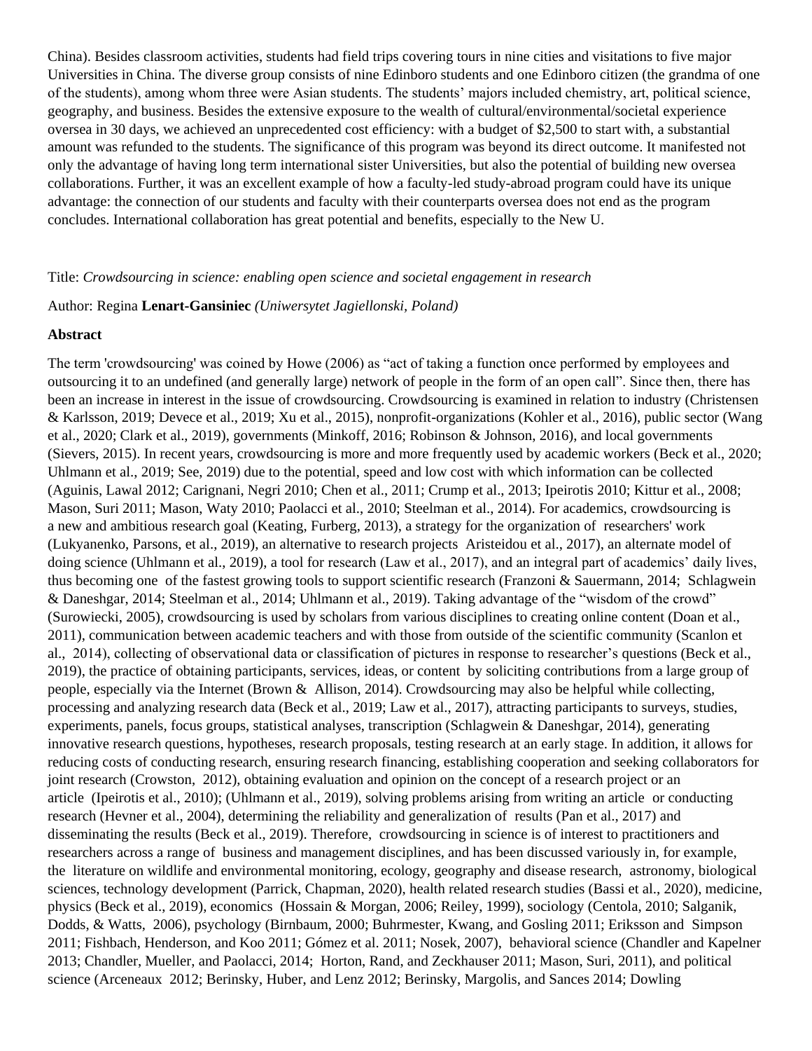China). Besides classroom activities, students had field trips covering tours in nine cities and visitations to five major Universities in China. The diverse group consists of nine Edinboro students and one Edinboro citizen (the grandma of one of the students), among whom three were Asian students. The students' majors included chemistry, art, political science, geography, and business. Besides the extensive exposure to the wealth of cultural/environmental/societal experience oversea in 30 days, we achieved an unprecedented cost efficiency: with a budget of $2,500 to start with, a substantial amount was refunded to the students. The significance of this program was beyond its direct outcome. It manifested not only the advantage of having long term international sister Universities, but also the potential of building new oversea collaborations. Further, it was an excellent example of how a faculty-led study-abroad program could have its unique advantage: the connection of our students and faculty with their counterparts oversea does not end as the program concludes. International collaboration has great potential and benefits, especially to the New U.

Title: *Crowdsourcing in science: enabling open science and societal engagement in research*

Author: Regina **Lenart-Gansiniec** *(Uniwersytet Jagiellonski, Poland)*

**Abstract**

The term 'crowdsourcing' was coined by Howe (2006) as "act of taking a function once performed by employees and outsourcing it to an undefined (and generally large) network of people in the form of an open call". Since then, there has been an increase in interest in the issue of crowdsourcing. Crowdsourcing is examined in relation to industry (Christensen & Karlsson, 2019; Devece et al., 2019; Xu et al., 2015), nonprofit-organizations (Kohler et al., 2016), public sector (Wang et al., 2020; Clark et al., 2019), governments (Minkoff, 2016; Robinson & Johnson, 2016), and local governments (Sievers, 2015). In recent years, crowdsourcing is more and more frequently used by academic workers (Beck et al., 2020; Uhlmann et al., 2019; See, 2019) due to the potential, speed and low cost with which information can be collected (Aguinis, Lawal 2012; Carignani, Negri 2010; Chen et al., 2011; Crump et al., 2013; Ipeirotis 2010; Kittur et al., 2008; Mason, Suri 2011; Mason, Waty 2010; Paolacci et al., 2010; Steelman et al., 2014). For academics, crowdsourcing is a new and ambitious research goal (Keating, Furberg, 2013), a strategy for the organization of researchers' work (Lukyanenko, Parsons, et al., 2019), an alternative to research projects Aristeidou et al., 2017), an alternate model of doing science (Uhlmann et al., 2019), a tool for research (Law et al., 2017), and an integral part of academics' daily lives, thus becoming one of the fastest growing tools to support scientific research (Franzoni & Sauermann, 2014; Schlagwein & Daneshgar, 2014; Steelman et al., 2014; Uhlmann et al., 2019). Taking advantage of the "wisdom of the crowd" (Surowiecki, 2005), crowdsourcing is used by scholars from various disciplines to creating online content (Doan et al., 2011), communication between academic teachers and with those from outside of the scientific community (Scanlon et al., 2014), collecting of observational data or classification of pictures in response to researcher's questions (Beck et al., 2019), the practice of obtaining participants, services, ideas, or content by soliciting contributions from a large group of people, especially via the Internet (Brown & Allison, 2014). Crowdsourcing may also be helpful while collecting, processing and analyzing research data (Beck et al., 2019; Law et al., 2017), attracting participants to surveys, studies, experiments, panels, focus groups, statistical analyses, transcription (Schlagwein & Daneshgar, 2014), generating innovative research questions, hypotheses, research proposals, testing research at an early stage. In addition, it allows for reducing costs of conducting research, ensuring research financing, establishing cooperation and seeking collaborators for joint research (Crowston, 2012), obtaining evaluation and opinion on the concept of a research project or an article (Ipeirotis et al., 2010); (Uhlmann et al., 2019), solving problems arising from writing an article or conducting research (Hevner et al., 2004), determining the reliability and generalization of results (Pan et al., 2017) and disseminating the results (Beck et al., 2019). Therefore, crowdsourcing in science is of interest to practitioners and researchers across a range of business and management disciplines, and has been discussed variously in, for example, the literature on wildlife and environmental monitoring, ecology, geography and disease research, astronomy, biological sciences, technology development (Parrick, Chapman, 2020), health related research studies (Bassi et al., 2020), medicine, physics (Beck et al., 2019), economics (Hossain & Morgan, 2006; Reiley, 1999), sociology (Centola, 2010; Salganik, Dodds, & Watts, 2006), psychology (Birnbaum, 2000; Buhrmester, Kwang, and Gosling 2011; Eriksson and Simpson 2011; Fishbach, Henderson, and Koo 2011; Gómez et al. 2011; Nosek, 2007), behavioral science (Chandler and Kapelner 2013; Chandler, Mueller, and Paolacci, 2014; Horton, Rand, and Zeckhauser 2011; Mason, Suri, 2011), and political science (Arceneaux 2012; Berinsky, Huber, and Lenz 2012; Berinsky, Margolis, and Sances 2014; Dowling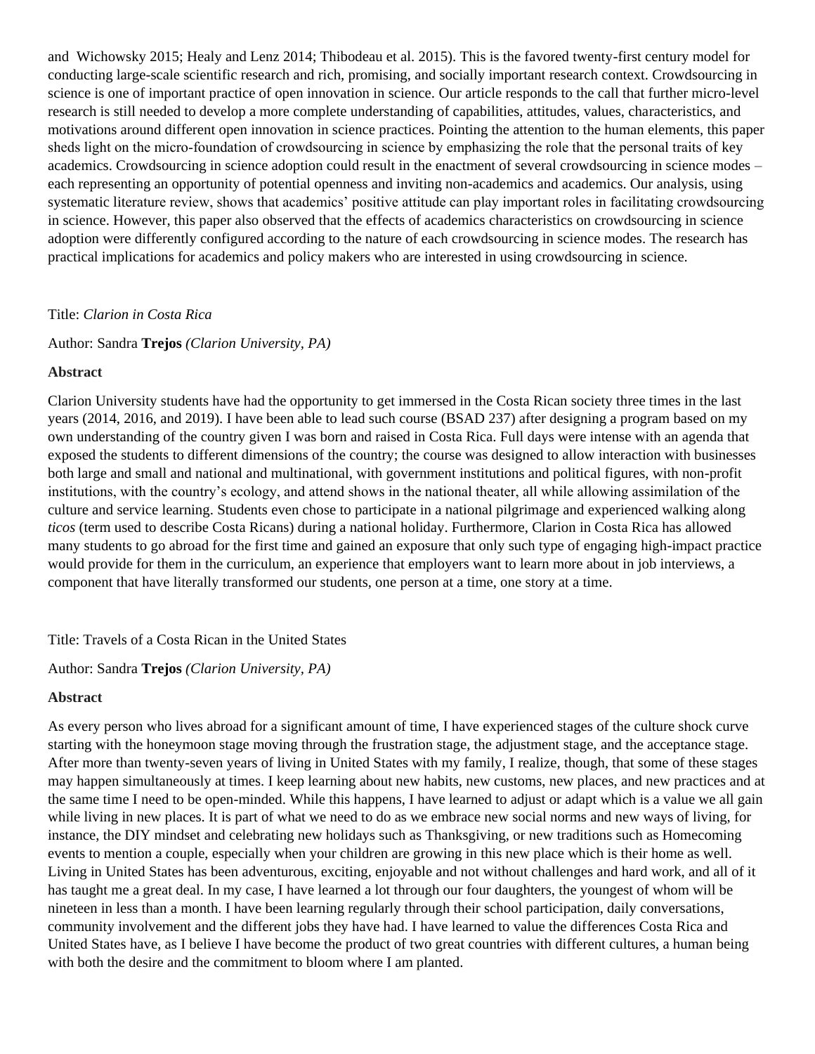and Wichowsky 2015; Healy and Lenz 2014; Thibodeau et al. 2015). This is the favored twenty-first century model for conducting large-scale scientific research and rich, promising, and socially important research context. Crowdsourcing in science is one of important practice of open innovation in science. Our article responds to the call that further micro-level research is still needed to develop a more complete understanding of capabilities, attitudes, values, characteristics, and motivations around different open innovation in science practices. Pointing the attention to the human elements, this paper sheds light on the micro-foundation of crowdsourcing in science by emphasizing the role that the personal traits of key academics. Crowdsourcing in science adoption could result in the enactment of several crowdsourcing in science modes – each representing an opportunity of potential openness and inviting non-academics and academics. Our analysis, using systematic literature review, shows that academics' positive attitude can play important roles in facilitating crowdsourcing in science. However, this paper also observed that the effects of academics characteristics on crowdsourcing in science adoption were differently configured according to the nature of each crowdsourcing in science modes. The research has practical implications for academics and policy makers who are interested in using crowdsourcing in science.

Title: *Clarion in Costa Rica*

Author: Sandra **Trejos** *(Clarion University, PA)*

**Abstract**

Clarion University students have had the opportunity to get immersed in the Costa Rican society three times in the last years (2014, 2016, and 2019). I have been able to lead such course (BSAD 237) after designing a program based on my own understanding of the country given I was born and raised in Costa Rica. Full days were intense with an agenda that exposed the students to different dimensions of the country; the course was designed to allow interaction with businesses both large and small and national and multinational, with government institutions and political figures, with non-profit institutions, with the country's ecology, and attend shows in the national theater, all while allowing assimilation of the culture and service learning. Students even chose to participate in a national pilgrimage and experienced walking along *ticos* (term used to describe Costa Ricans) during a national holiday. Furthermore, Clarion in Costa Rica has allowed many students to go abroad for the first time and gained an exposure that only such type of engaging high-impact practice would provide for them in the curriculum, an experience that employers want to learn more about in job interviews, a component that have literally transformed our students, one person at a time, one story at a time.

Title: Travels of a Costa Rican in the United States

Author: Sandra **Trejos** *(Clarion University, PA)*

**Abstract**

As every person who lives abroad for a significant amount of time, I have experienced stages of the culture shock curve starting with the honeymoon stage moving through the frustration stage, the adjustment stage, and the acceptance stage. After more than twenty-seven years of living in United States with my family, I realize, though, that some of these stages may happen simultaneously at times. I keep learning about new habits, new customs, new places, and new practices and at the same time I need to be open-minded. While this happens, I have learned to adjust or adapt which is a value we all gain while living in new places. It is part of what we need to do as we embrace new social norms and new ways of living, for instance, the DIY mindset and celebrating new holidays such as Thanksgiving, or new traditions such as Homecoming events to mention a couple, especially when your children are growing in this new place which is their home as well. Living in United States has been adventurous, exciting, enjoyable and not without challenges and hard work, and all of it has taught me a great deal. In my case, I have learned a lot through our four daughters, the youngest of whom will be nineteen in less than a month. I have been learning regularly through their school participation, daily conversations, community involvement and the different jobs they have had. I have learned to value the differences Costa Rica and United States have, as I believe I have become the product of two great countries with different cultures, a human being with both the desire and the commitment to bloom where I am planted.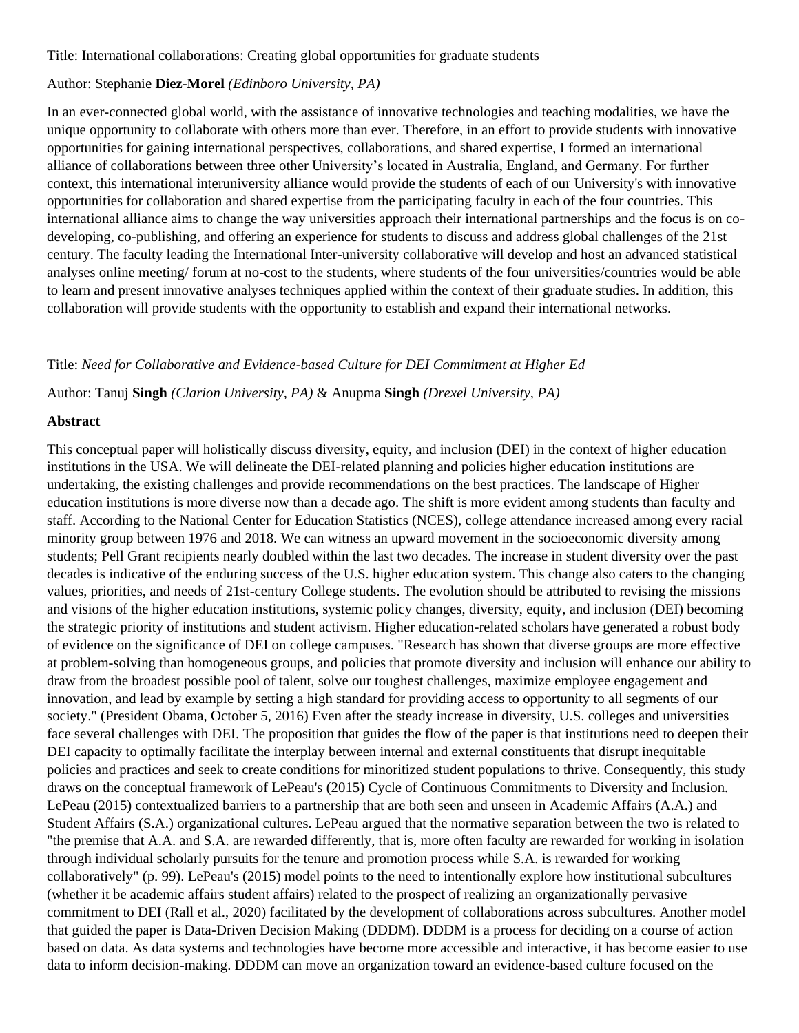Title: International collaborations: Creating global opportunities for graduate students

Author: Stephanie **Diez-Morel** *(Edinboro University, PA)*

In an ever-connected global world, with the assistance of innovative technologies and teaching modalities, we have the unique opportunity to collaborate with others more than ever. Therefore, in an effort to provide students with innovative opportunities for gaining international perspectives, collaborations, and shared expertise, I formed an international alliance of collaborations between three other University's located in Australia, England, and Germany. For further context, this international interuniversity alliance would provide the students of each of our University's with innovative opportunities for collaboration and shared expertise from the participating faculty in each of the four countries. This international alliance aims to change the way universities approach their international partnerships and the focus is on co-developing, co-publishing, and offering an experience for students to discuss and address global challenges of the 21st century. The faculty leading the International Inter-university collaborative will develop and host an advanced statistical analyses online meeting/ forum at no-cost to the students, where students of the four universities/countries would be able to learn and present innovative analyses techniques applied within the context of their graduate studies. In addition, this collaboration will provide students with the opportunity to establish and expand their international networks.

Title: *Need for Collaborative and Evidence-based Culture for DEI Commitment at Higher Ed*

Author: Tanuj **Singh** *(Clarion University, PA)* & Anupma **Singh** *(Drexel University, PA)*

**Abstract**

This conceptual paper will holistically discuss diversity, equity, and inclusion (DEI) in the context of higher education institutions in the USA. We will delineate the DEI-related planning and policies higher education institutions are undertaking, the existing challenges and provide recommendations on the best practices. The landscape of Higher education institutions is more diverse now than a decade ago. The shift is more evident among students than faculty and staff. According to the National Center for Education Statistics (NCES), college attendance increased among every racial minority group between 1976 and 2018. We can witness an upward movement in the socioeconomic diversity among students; Pell Grant recipients nearly doubled within the last two decades. The increase in student diversity over the past decades is indicative of the enduring success of the U.S. higher education system. This change also caters to the changing values, priorities, and needs of 21st-century College students. The evolution should be attributed to revising the missions and visions of the higher education institutions, systemic policy changes, diversity, equity, and inclusion (DEI) becoming the strategic priority of institutions and student activism. Higher education-related scholars have generated a robust body of evidence on the significance of DEI on college campuses. "Research has shown that diverse groups are more effective at problem-solving than homogeneous groups, and policies that promote diversity and inclusion will enhance our ability to draw from the broadest possible pool of talent, solve our toughest challenges, maximize employee engagement and innovation, and lead by example by setting a high standard for providing access to opportunity to all segments of our society." (President Obama, October 5, 2016) Even after the steady increase in diversity, U.S. colleges and universities face several challenges with DEI. The proposition that guides the flow of the paper is that institutions need to deepen their DEI capacity to optimally facilitate the interplay between internal and external constituents that disrupt inequitable policies and practices and seek to create conditions for minoritized student populations to thrive. Consequently, this study draws on the conceptual framework of LePeau's (2015) Cycle of Continuous Commitments to Diversity and Inclusion. LePeau (2015) contextualized barriers to a partnership that are both seen and unseen in Academic Affairs (A.A.) and Student Affairs (S.A.) organizational cultures. LePeau argued that the normative separation between the two is related to "the premise that A.A. and S.A. are rewarded differently, that is, more often faculty are rewarded for working in isolation through individual scholarly pursuits for the tenure and promotion process while S.A. is rewarded for working collaboratively" (p. 99). LePeau's (2015) model points to the need to intentionally explore how institutional subcultures (whether it be academic affairs student affairs) related to the prospect of realizing an organizationally pervasive commitment to DEI (Rall et al., 2020) facilitated by the development of collaborations across subcultures. Another model that guided the paper is Data-Driven Decision Making (DDDM). DDDM is a process for deciding on a course of action based on data. As data systems and technologies have become more accessible and interactive, it has become easier to use data to inform decision-making. DDDM can move an organization toward an evidence-based culture focused on the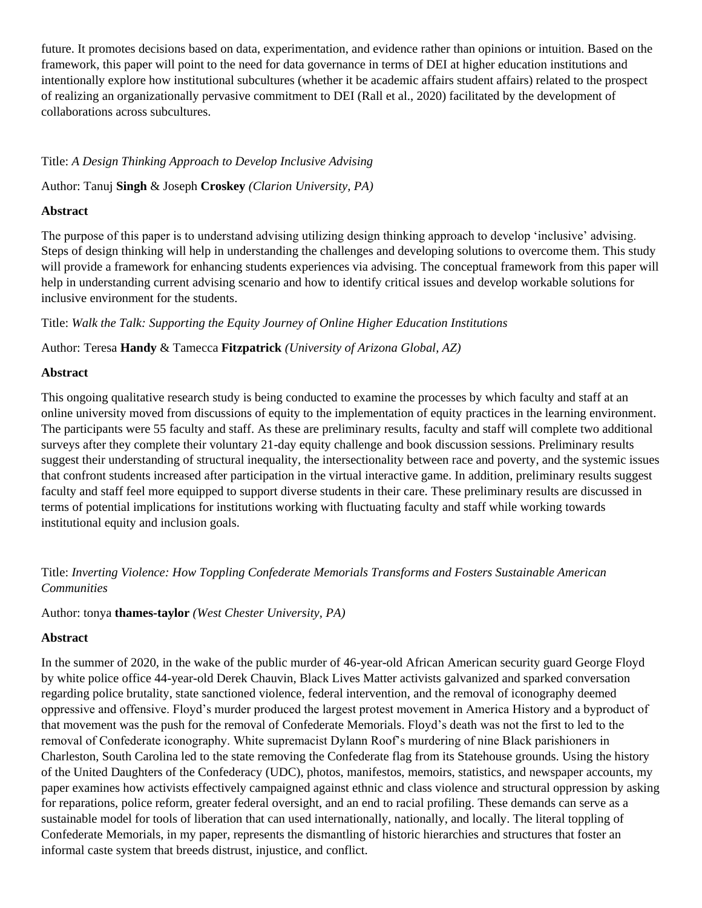future. It promotes decisions based on data, experimentation, and evidence rather than opinions or intuition. Based on the framework, this paper will point to the need for data governance in terms of DEI at higher education institutions and intentionally explore how institutional subcultures (whether it be academic affairs student affairs) related to the prospect of realizing an organizationally pervasive commitment to DEI (Rall et al., 2020) facilitated by the development of collaborations across subcultures.

Title: *A Design Thinking Approach to Develop Inclusive Advising*

Author: Tanuj **Singh** & Joseph **Croskey** *(Clarion University, PA)*

**Abstract**

The purpose of this paper is to understand advising utilizing design thinking approach to develop 'inclusive' advising. Steps of design thinking will help in understanding the challenges and developing solutions to overcome them. This study will provide a framework for enhancing students experiences via advising. The conceptual framework from this paper will help in understanding current advising scenario and how to identify critical issues and develop workable solutions for inclusive environment for the students.

Title: *Walk the Talk: Supporting the Equity Journey of Online Higher Education Institutions*

Author: Teresa **Handy** & Tamecca **Fitzpatrick** *(University of Arizona Global, AZ)*

**Abstract**

This ongoing qualitative research study is being conducted to examine the processes by which faculty and staff at an online university moved from discussions of equity to the implementation of equity practices in the learning environment. The participants were 55 faculty and staff. As these are preliminary results, faculty and staff will complete two additional surveys after they complete their voluntary 21-day equity challenge and book discussion sessions. Preliminary results suggest their understanding of structural inequality, the intersectionality between race and poverty, and the systemic issues that confront students increased after participation in the virtual interactive game. In addition, preliminary results suggest faculty and staff feel more equipped to support diverse students in their care. These preliminary results are discussed in terms of potential implications for institutions working with fluctuating faculty and staff while working towards institutional equity and inclusion goals.

Title: *Inverting Violence: How Toppling Confederate Memorials Transforms and Fosters Sustainable American Communities*

Author: tonya **thames-taylor** *(West Chester University, PA)*

**Abstract**

In the summer of 2020, in the wake of the public murder of 46-year-old African American security guard George Floyd by white police office 44-year-old Derek Chauvin, Black Lives Matter activists galvanized and sparked conversation regarding police brutality, state sanctioned violence, federal intervention, and the removal of iconography deemed oppressive and offensive. Floyd's murder produced the largest protest movement in America History and a byproduct of that movement was the push for the removal of Confederate Memorials. Floyd's death was not the first to led to the removal of Confederate iconography. White supremacist Dylann Roof's murdering of nine Black parishioners in Charleston, South Carolina led to the state removing the Confederate flag from its Statehouse grounds. Using the history of the United Daughters of the Confederacy (UDC), photos, manifestos, memoirs, statistics, and newspaper accounts, my paper examines how activists effectively campaigned against ethnic and class violence and structural oppression by asking for reparations, police reform, greater federal oversight, and an end to racial profiling. These demands can serve as a sustainable model for tools of liberation that can used internationally, nationally, and locally. The literal toppling of Confederate Memorials, in my paper, represents the dismantling of historic hierarchies and structures that foster an informal caste system that breeds distrust, injustice, and conflict.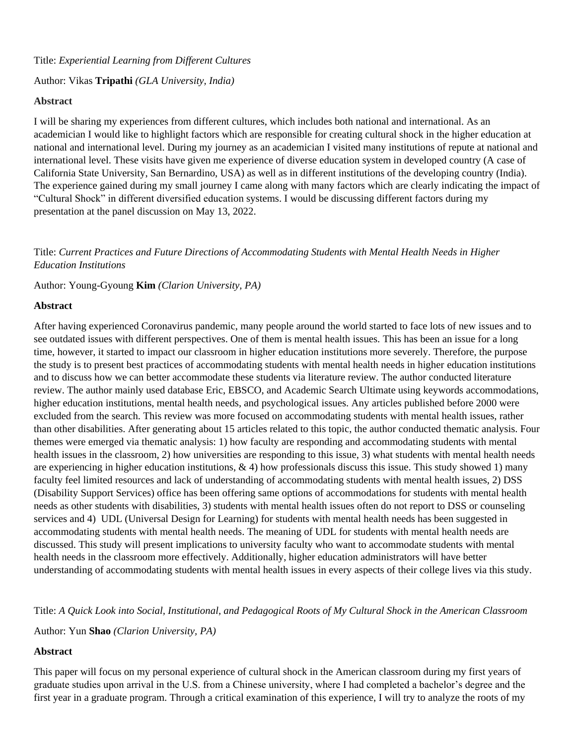Title: *Experiential Learning from Different Cultures*

Author: Vikas **Tripathi** *(GLA University, India)*

**Abstract**

I will be sharing my experiences from different cultures, which includes both national and international. As an academician I would like to highlight factors which are responsible for creating cultural shock in the higher education at national and international level. During my journey as an academician I visited many institutions of repute at national and international level. These visits have given me experience of diverse education system in developed country (A case of California State University, San Bernardino, USA) as well as in different institutions of the developing country (India). The experience gained during my small journey I came along with many factors which are clearly indicating the impact of "Cultural Shock" in different diversified education systems. I would be discussing different factors during my presentation at the panel discussion on May 13, 2022.

Title: *Current Practices and Future Directions of Accommodating Students with Mental Health Needs in Higher Education Institutions*

Author: Young-Gyoung **Kim** *(Clarion University, PA)*

**Abstract**

After having experienced Coronavirus pandemic, many people around the world started to face lots of new issues and to see outdated issues with different perspectives. One of them is mental health issues. This has been an issue for a long time, however, it started to impact our classroom in higher education institutions more severely. Therefore, the purpose the study is to present best practices of accommodating students with mental health needs in higher education institutions and to discuss how we can better accommodate these students via literature review. The author conducted literature review. The author mainly used database Eric, EBSCO, and Academic Search Ultimate using keywords accommodations, higher education institutions, mental health needs, and psychological issues. Any articles published before 2000 were excluded from the search. This review was more focused on accommodating students with mental health issues, rather than other disabilities. After generating about 15 articles related to this topic, the author conducted thematic analysis. Four themes were emerged via thematic analysis: 1) how faculty are responding and accommodating students with mental health issues in the classroom, 2) how universities are responding to this issue, 3) what students with mental health needs are experiencing in higher education institutions, & 4) how professionals discuss this issue. This study showed 1) many faculty feel limited resources and lack of understanding of accommodating students with mental health issues, 2) DSS (Disability Support Services) office has been offering same options of accommodations for students with mental health needs as other students with disabilities, 3) students with mental health issues often do not report to DSS or counseling services and 4) UDL (Universal Design for Learning) for students with mental health needs has been suggested in accommodating students with mental health needs. The meaning of UDL for students with mental health needs are discussed. This study will present implications to university faculty who want to accommodate students with mental health needs in the classroom more effectively. Additionally, higher education administrators will have better understanding of accommodating students with mental health issues in every aspects of their college lives via this study.

Title: *A Quick Look into Social, Institutional, and Pedagogical Roots of My Cultural Shock in the American Classroom*

Author: Yun **Shao** *(Clarion University, PA)*

**Abstract**

This paper will focus on my personal experience of cultural shock in the American classroom during my first years of graduate studies upon arrival in the U.S. from a Chinese university, where I had completed a bachelor's degree and the first year in a graduate program. Through a critical examination of this experience, I will try to analyze the roots of my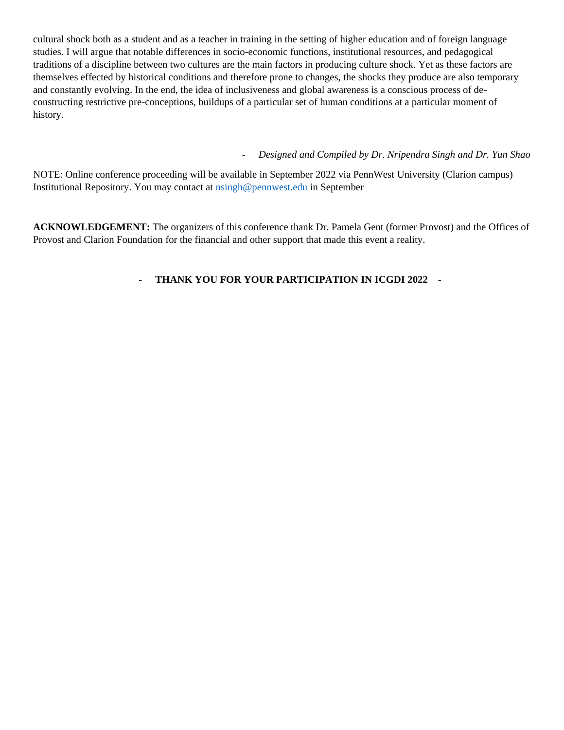cultural shock both as a student and as a teacher in training in the setting of higher education and of foreign language studies. I will argue that notable differences in socio-economic functions, institutional resources, and pedagogical traditions of a discipline between two cultures are the main factors in producing culture shock. Yet as these factors are themselves effected by historical conditions and therefore prone to changes, the shocks they produce are also temporary and constantly evolving. In the end, the idea of inclusiveness and global awareness is a conscious process of de-constructing restrictive pre-conceptions, buildups of a particular set of human conditions at a particular moment of history.

- *Designed and Compiled by Dr. Nripendra Singh and Dr. Yun Shao*

NOTE: Online conference proceeding will be available in September 2022 via PennWest University (Clarion campus) Institutional Repository. You may contact at nsingh@pennwest.edu in September

**ACKNOWLEDGEMENT:** The organizers of this conference thank Dr. Pamela Gent (former Provost) and the Offices of Provost and Clarion Foundation for the financial and other support that made this event a reality.

- **THANK YOU FOR YOUR PARTICIPATION IN ICGDI 2022** -